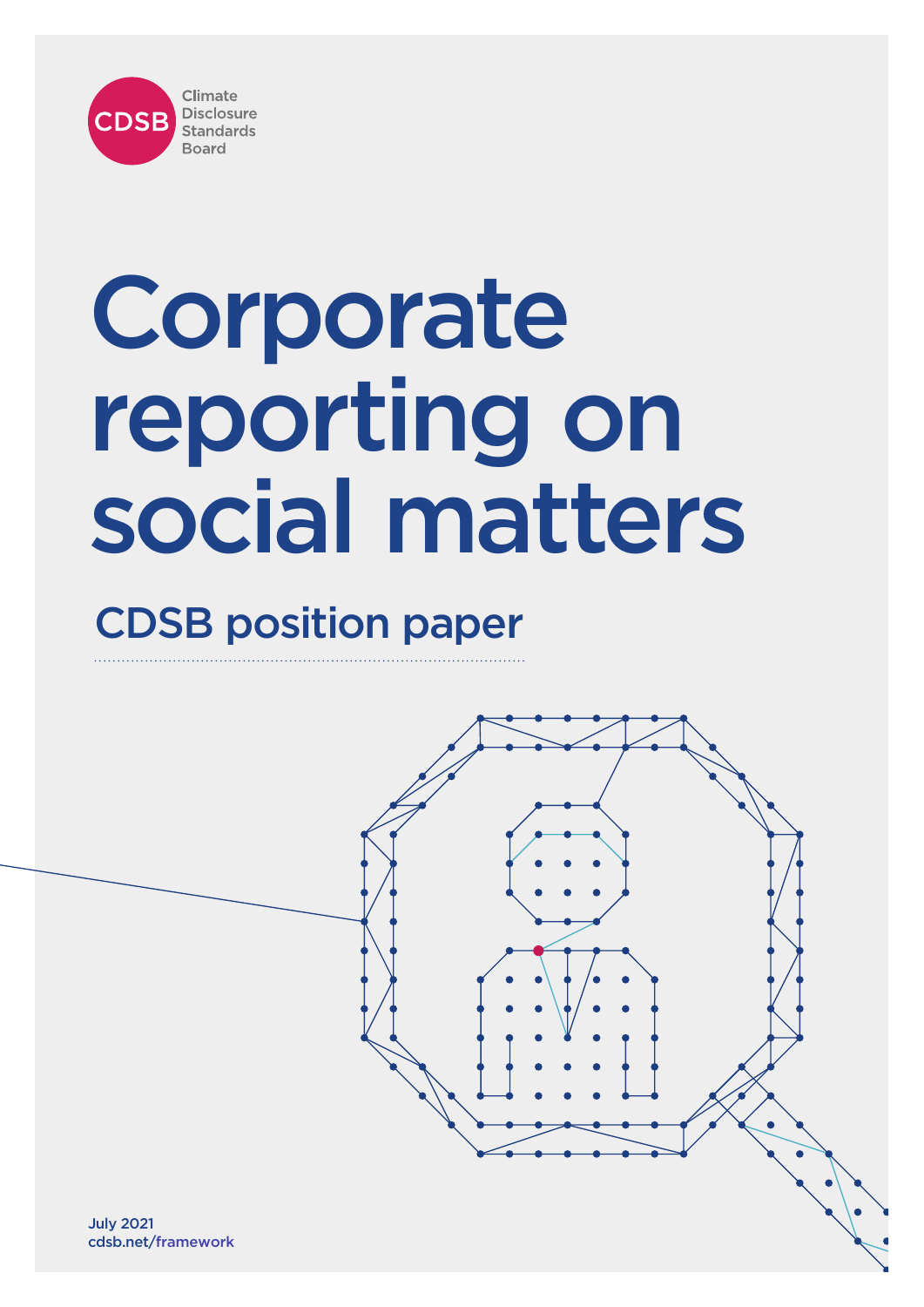CDSB Climate Disclosure Standards Board

# Corporate reporting on social matters

## CDSB position paper

July 2021
cdsb.net/framework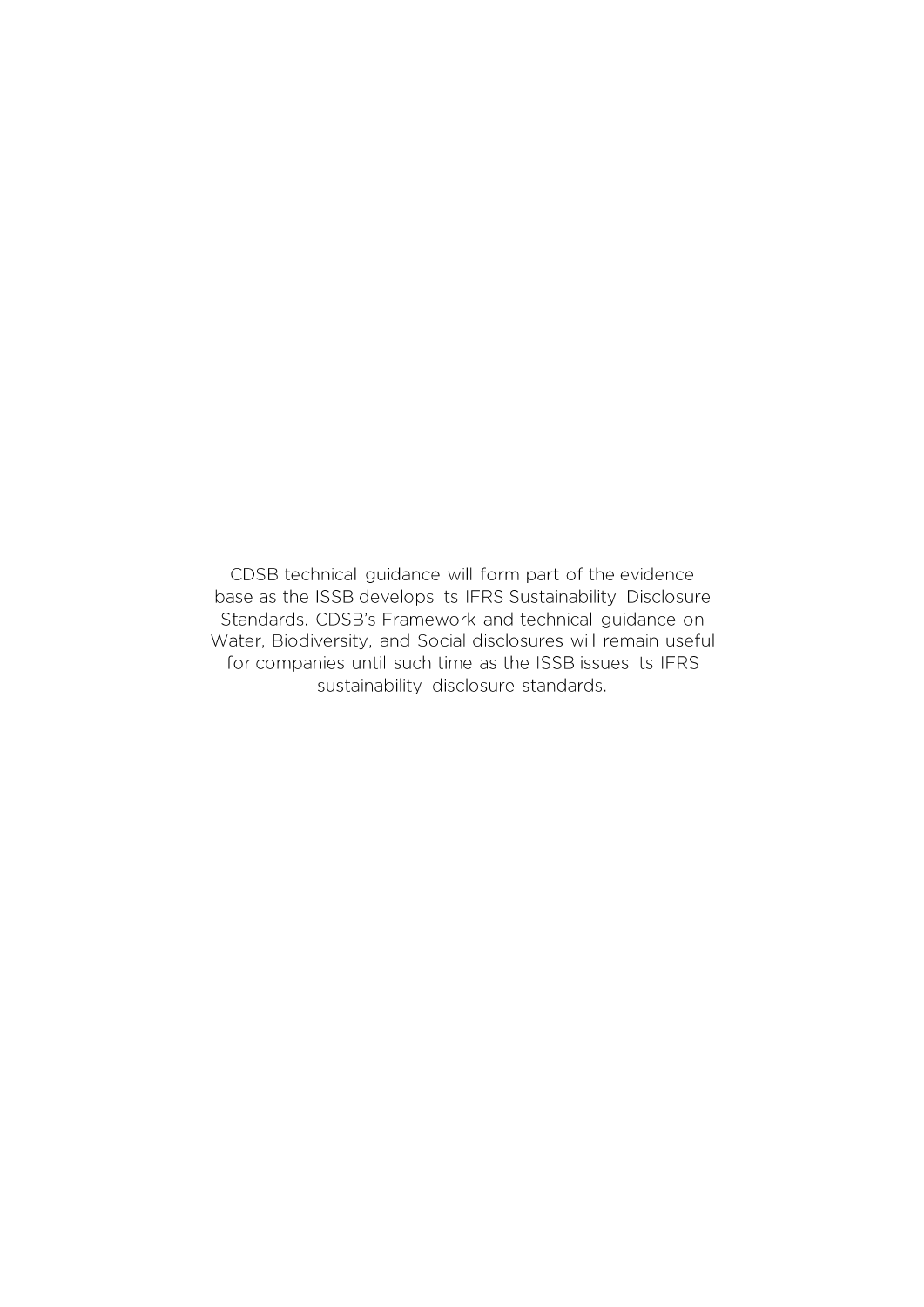CDSB technical guidance will form part of the evidence base as the ISSB develops its IFRS Sustainability Disclosure Standards. CDSB's Framework and technical guidance on Water, Biodiversity, and Social disclosures will remain useful for companies until such time as the ISSB issues its IFRS sustainability disclosure standards.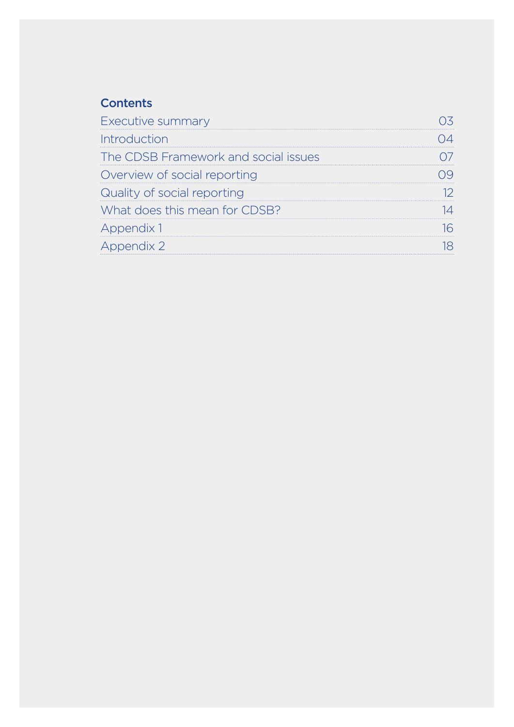## Contents

| | |
|---|---|
| Executive summary | 03 |
| Introduction | 04 |
| The CDSB Framework and social issues | 07 |
| Overview of social reporting | 09 |
| Quality of social reporting | 12 |
| What does this mean for CDSB? | 14 |
| Appendix 1 | 16 |
| Appendix 2 | 18 |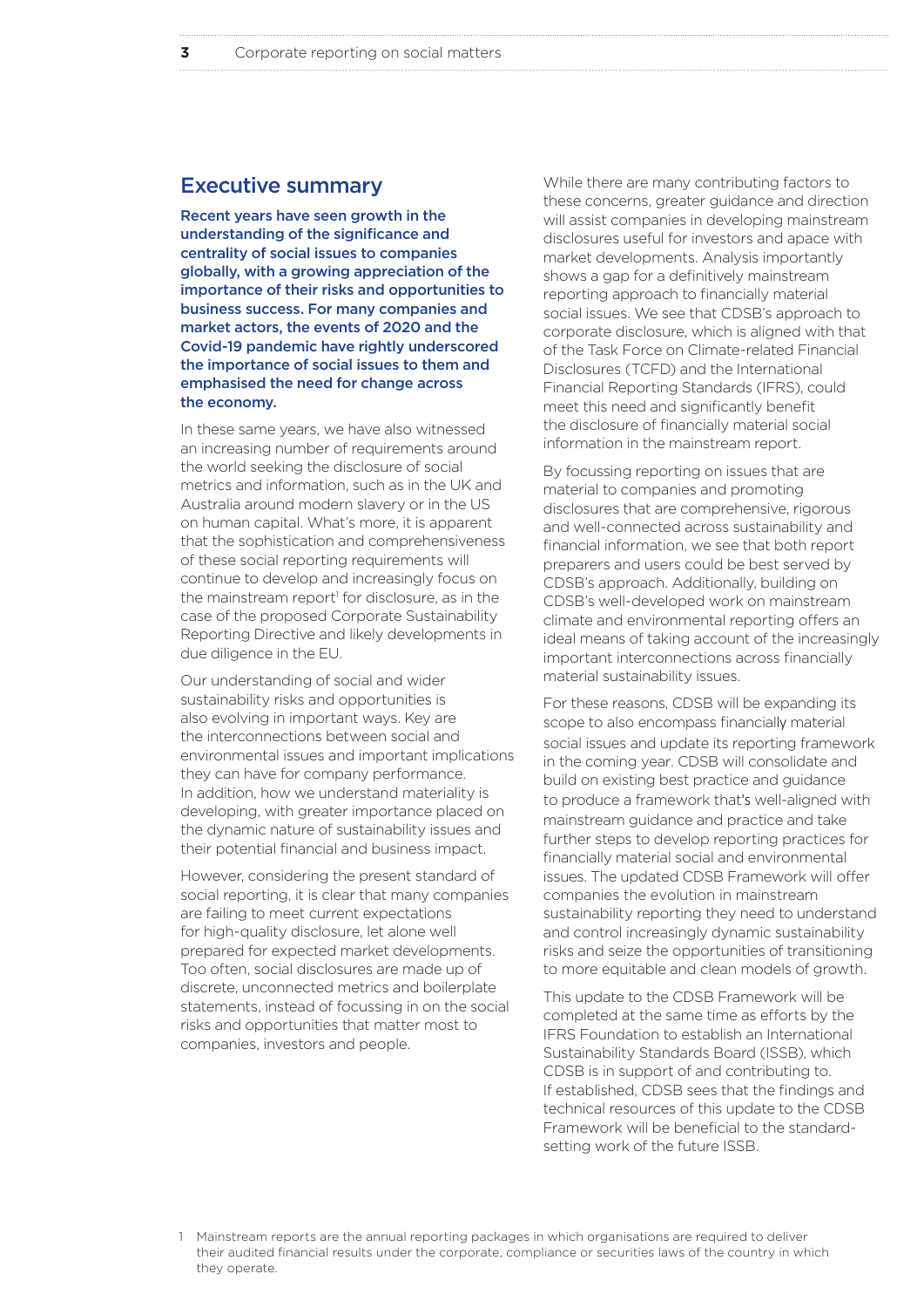## Executive summary

**Recent years have seen growth in the understanding of the significance and centrality of social issues to companies globally, with a growing appreciation of the importance of their risks and opportunities to business success. For many companies and market actors, the events of 2020 and the Covid-19 pandemic have rightly underscored the importance of social issues to them and emphasised the need for change across the economy.**

In these same years, we have also witnessed an increasing number of requirements around the world seeking the disclosure of social metrics and information, such as in the UK and Australia around modern slavery or in the US on human capital. What's more, it is apparent that the sophistication and comprehensiveness of these social reporting requirements will continue to develop and increasingly focus on the mainstream report[1] for disclosure, as in the case of the proposed Corporate Sustainability Reporting Directive and likely developments in due diligence in the EU.

Our understanding of social and wider sustainability risks and opportunities is also evolving in important ways. Key are the interconnections between social and environmental issues and important implications they can have for company performance. In addition, how we understand materiality is developing, with greater importance placed on the dynamic nature of sustainability issues and their potential financial and business impact.

However, considering the present standard of social reporting, it is clear that many companies are failing to meet current expectations for high-quality disclosure, let alone well prepared for expected market developments. Too often, social disclosures are made up of discrete, unconnected metrics and boilerplate statements, instead of focussing in on the social risks and opportunities that matter most to companies, investors and people.

While there are many contributing factors to these concerns, greater guidance and direction will assist companies in developing mainstream disclosures useful for investors and apace with market developments. Analysis importantly shows a gap for a definitively mainstream reporting approach to financially material social issues. We see that CDSB's approach to corporate disclosure, which is aligned with that of the Task Force on Climate-related Financial Disclosures (TCFD) and the International Financial Reporting Standards (IFRS), could meet this need and significantly benefit the disclosure of financially material social information in the mainstream report.

By focussing reporting on issues that are material to companies and promoting disclosures that are comprehensive, rigorous and well-connected across sustainability and financial information, we see that both report preparers and users could be best served by CDSB's approach. Additionally, building on CDSB's well-developed work on mainstream climate and environmental reporting offers an ideal means of taking account of the increasingly important interconnections across financially material sustainability issues.

For these reasons, CDSB will be expanding its scope to also encompass financially material social issues and update its reporting framework in the coming year. CDSB will consolidate and build on existing best practice and guidance to produce a framework that's well-aligned with mainstream guidance and practice and take further steps to develop reporting practices for financially material social and environmental issues. The updated CDSB Framework will offer companies the evolution in mainstream sustainability reporting they need to understand and control increasingly dynamic sustainability risks and seize the opportunities of transitioning to more equitable and clean models of growth.

This update to the CDSB Framework will be completed at the same time as efforts by the IFRS Foundation to establish an International Sustainability Standards Board (ISSB), which CDSB is in support of and contributing to. If established, CDSB sees that the findings and technical resources of this update to the CDSB Framework will be beneficial to the standard-setting work of the future ISSB.

1 Mainstream reports are the annual reporting packages in which organisations are required to deliver their audited financial results under the corporate, compliance or securities laws of the country in which they operate.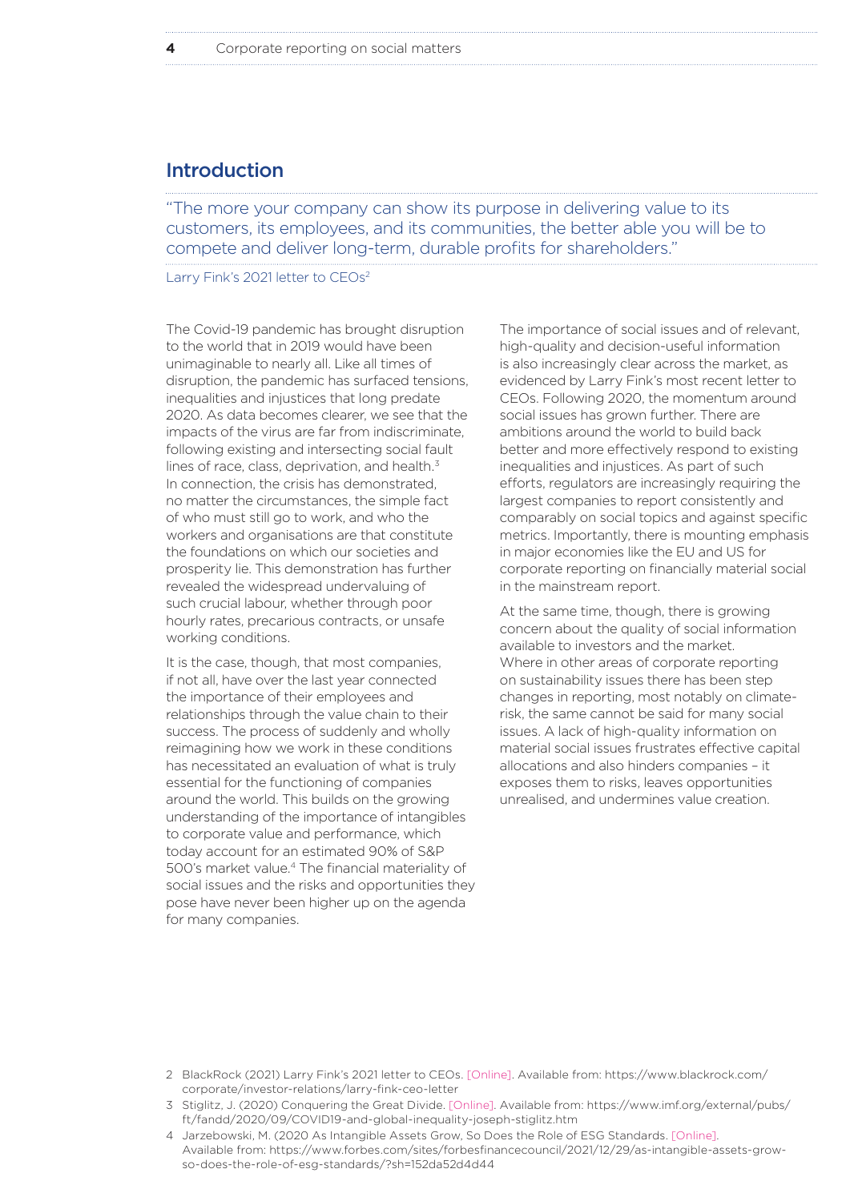## Introduction

"The more your company can show its purpose in delivering value to its customers, its employees, and its communities, the better able you will be to compete and deliver long-term, durable profits for shareholders."

Larry Fink's 2021 letter to CEOs[2]

The Covid-19 pandemic has brought disruption to the world that in 2019 would have been unimaginable to nearly all. Like all times of disruption, the pandemic has surfaced tensions, inequalities and injustices that long predate 2020. As data becomes clearer, we see that the impacts of the virus are far from indiscriminate, following existing and intersecting social fault lines of race, class, deprivation, and health.[3] In connection, the crisis has demonstrated, no matter the circumstances, the simple fact of who must still go to work, and who the workers and organisations are that constitute the foundations on which our societies and prosperity lie. This demonstration has further revealed the widespread undervaluing of such crucial labour, whether through poor hourly rates, precarious contracts, or unsafe working conditions.

It is the case, though, that most companies, if not all, have over the last year connected the importance of their employees and relationships through the value chain to their success. The process of suddenly and wholly reimagining how we work in these conditions has necessitated an evaluation of what is truly essential for the functioning of companies around the world. This builds on the growing understanding of the importance of intangibles to corporate value and performance, which today account for an estimated 90% of S&P 500's market value.[4] The financial materiality of social issues and the risks and opportunities they pose have never been higher up on the agenda for many companies.

The importance of social issues and of relevant, high-quality and decision-useful information is also increasingly clear across the market, as evidenced by Larry Fink's most recent letter to CEOs. Following 2020, the momentum around social issues has grown further. There are ambitions around the world to build back better and more effectively respond to existing inequalities and injustices. As part of such efforts, regulators are increasingly requiring the largest companies to report consistently and comparably on social topics and against specific metrics. Importantly, there is mounting emphasis in major economies like the EU and US for corporate reporting on financially material social in the mainstream report.

At the same time, though, there is growing concern about the quality of social information available to investors and the market. Where in other areas of corporate reporting on sustainability issues there has been step changes in reporting, most notably on climate-risk, the same cannot be said for many social issues. A lack of high-quality information on material social issues frustrates effective capital allocations and also hinders companies – it exposes them to risks, leaves opportunities unrealised, and undermines value creation.

---

2 BlackRock (2021) Larry Fink's 2021 letter to CEOs. [Online]. Available from: https://www.blackrock.com/corporate/investor-relations/larry-fink-ceo-letter

3 Stiglitz, J. (2020) Conquering the Great Divide. [Online]. Available from: https://www.imf.org/external/pubs/ft/fandd/2020/09/COVID19-and-global-inequality-joseph-stiglitz.htm

4 Jarzebowski, M. (2020 As Intangible Assets Grow, So Does the Role of ESG Standards. [Online]. Available from: https://www.forbes.com/sites/forbesfinancecouncil/2021/12/29/as-intangible-assets-grow-so-does-the-role-of-esg-standards/?sh=152da52d4d44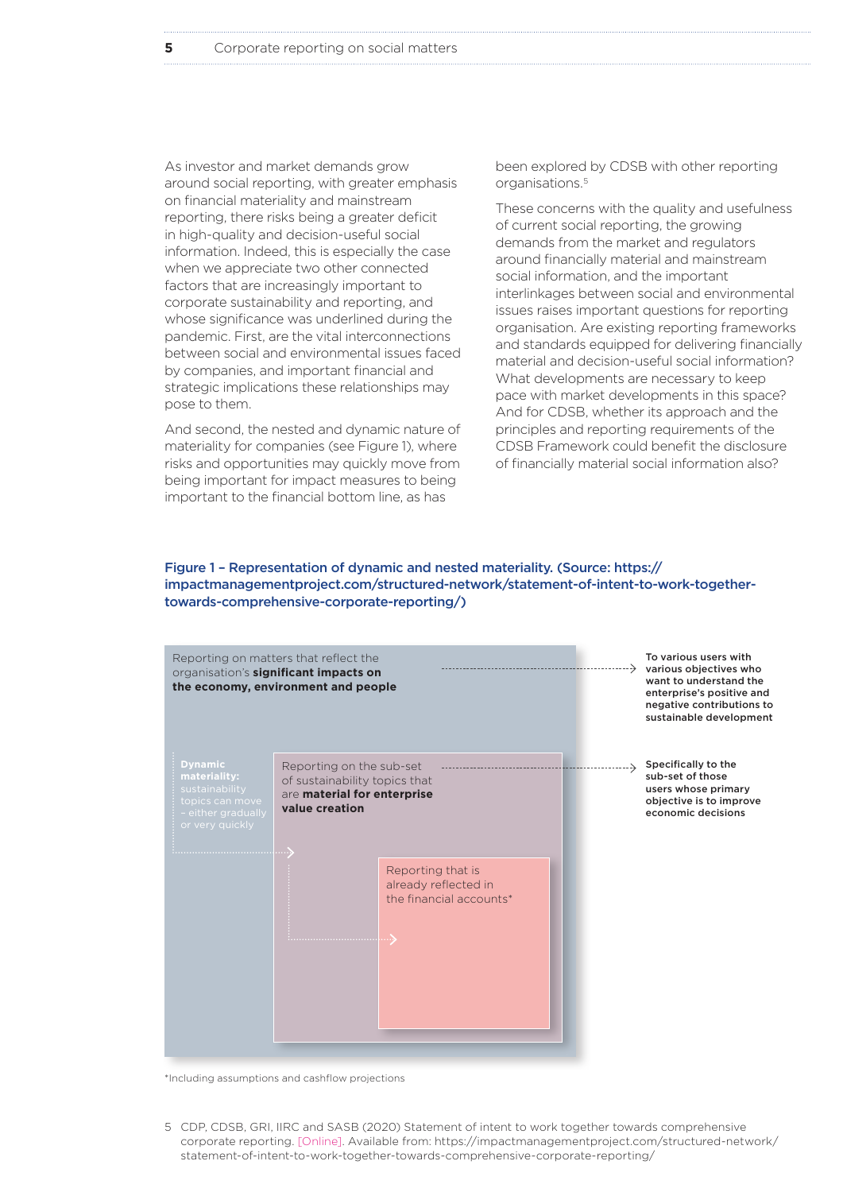As investor and market demands grow around social reporting, with greater emphasis on financial materiality and mainstream reporting, there risks being a greater deficit in high-quality and decision-useful social information. Indeed, this is especially the case when we appreciate two other connected factors that are increasingly important to corporate sustainability and reporting, and whose significance was underlined during the pandemic. First, are the vital interconnections between social and environmental issues faced by companies, and important financial and strategic implications these relationships may pose to them.

And second, the nested and dynamic nature of materiality for companies (see Figure 1), where risks and opportunities may quickly move from being important for impact measures to being important to the financial bottom line, as has been explored by CDSB with other reporting organisations.[5]

These concerns with the quality and usefulness of current social reporting, the growing demands from the market and regulators around financially material and mainstream social information, and the important interlinkages between social and environmental issues raises important questions for reporting organisation. Are existing reporting frameworks and standards equipped for delivering financially material and decision-useful social information? What developments are necessary to keep pace with market developments in this space? And for CDSB, whether its approach and the principles and reporting requirements of the CDSB Framework could benefit the disclosure of financially material social information also?

**Figure 1 – Representation of dynamic and nested materiality. (Source: https://impactmanagementproject.com/structured-network/statement-of-intent-to-work-together-towards-comprehensive-corporate-reporting/)**

Reporting on matters that reflect the organisation's **significant impacts on the economy, environment and people** → **To various users with various objectives who want to understand the enterprise's positive and negative contributions to sustainable development**

Reporting on the sub-set of sustainability topics that are **material for enterprise value creation** → **Specifically to the sub-set of those users whose primary objective is to improve economic decisions**

Reporting that is already reflected in the financial accounts*

**Dynamic materiality:** sustainability topics can move – either gradually or very quickly

*Including assumptions and cashflow projections

5 CDP, CDSB, GRI, IIRC and SASB (2020) Statement of intent to work together towards comprehensive corporate reporting. [Online]. Available from: https://impactmanagementproject.com/structured-network/statement-of-intent-to-work-together-towards-comprehensive-corporate-reporting/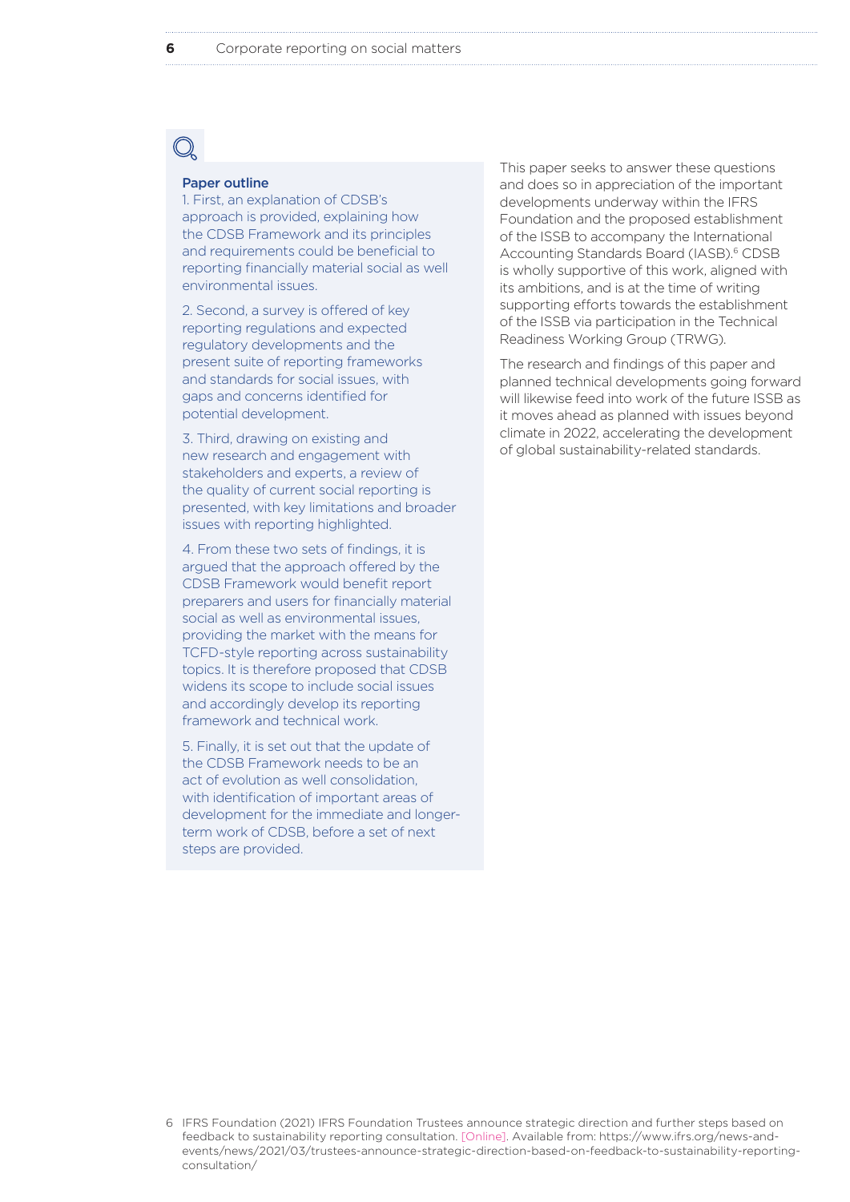**Paper outline**

1. First, an explanation of CDSB's approach is provided, explaining how the CDSB Framework and its principles and requirements could be beneficial to reporting financially material social as well environmental issues.

2. Second, a survey is offered of key reporting regulations and expected regulatory developments and the present suite of reporting frameworks and standards for social issues, with gaps and concerns identified for potential development.

3. Third, drawing on existing and new research and engagement with stakeholders and experts, a review of the quality of current social reporting is presented, with key limitations and broader issues with reporting highlighted.

4. From these two sets of findings, it is argued that the approach offered by the CDSB Framework would benefit report preparers and users for financially material social as well as environmental issues, providing the market with the means for TCFD-style reporting across sustainability topics. It is therefore proposed that CDSB widens its scope to include social issues and accordingly develop its reporting framework and technical work.

5. Finally, it is set out that the update of the CDSB Framework needs to be an act of evolution as well consolidation, with identification of important areas of development for the immediate and longer-term work of CDSB, before a set of next steps are provided.

This paper seeks to answer these questions and does so in appreciation of the important developments underway within the IFRS Foundation and the proposed establishment of the ISSB to accompany the International Accounting Standards Board (IASB).[6] CDSB is wholly supportive of this work, aligned with its ambitions, and is at the time of writing supporting efforts towards the establishment of the ISSB via participation in the Technical Readiness Working Group (TRWG).

The research and findings of this paper and planned technical developments going forward will likewise feed into work of the future ISSB as it moves ahead as planned with issues beyond climate in 2022, accelerating the development of global sustainability-related standards.

6 IFRS Foundation (2021) IFRS Foundation Trustees announce strategic direction and further steps based on feedback to sustainability reporting consultation. [Online]. Available from: https://www.ifrs.org/news-and-events/news/2021/03/trustees-announce-strategic-direction-based-on-feedback-to-sustainability-reporting-consultation/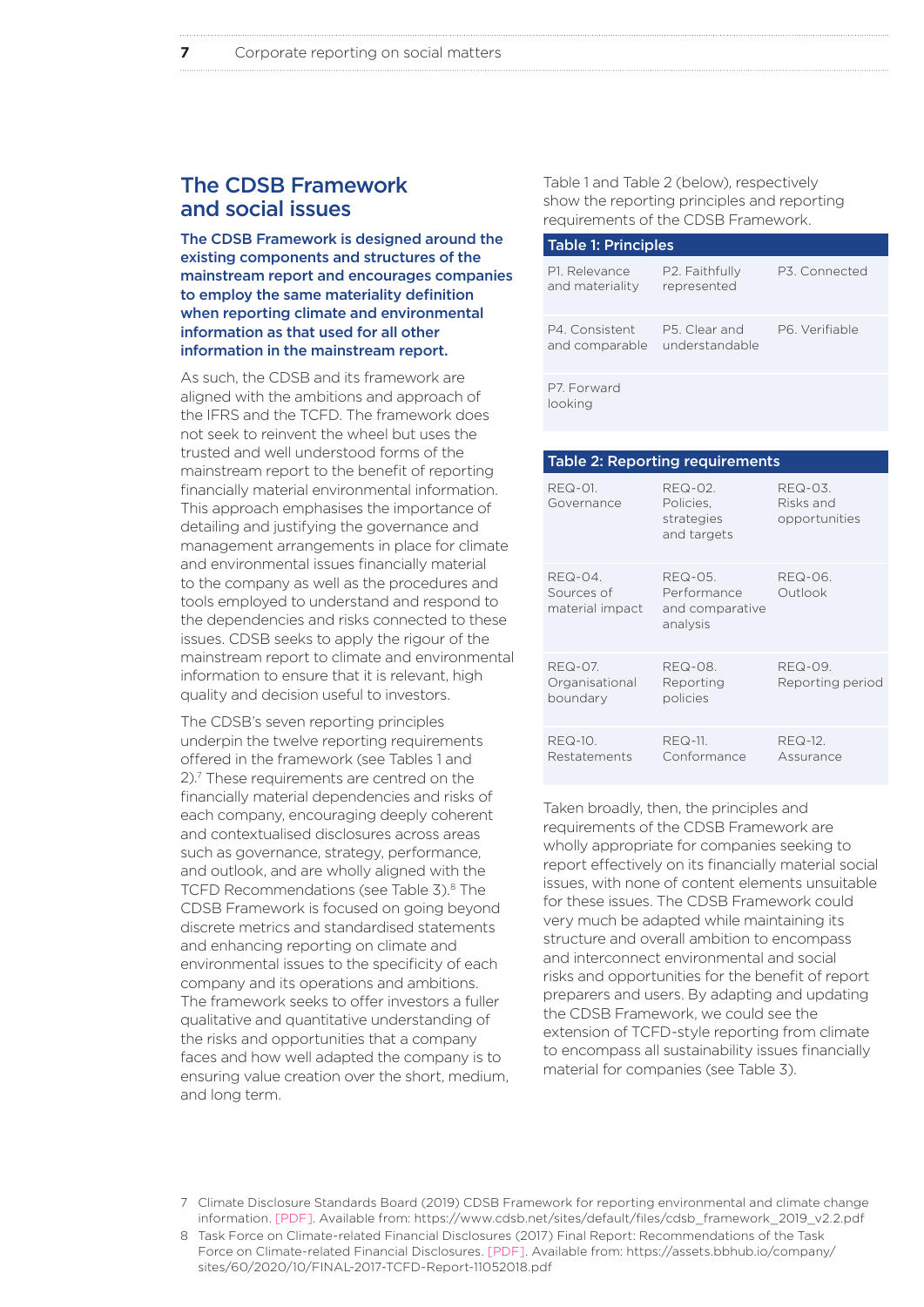## The CDSB Framework and social issues

**The CDSB Framework is designed around the existing components and structures of the mainstream report and encourages companies to employ the same materiality definition when reporting climate and environmental information as that used for all other information in the mainstream report.**

As such, the CDSB and its framework are aligned with the ambitions and approach of the IFRS and the TCFD. The framework does not seek to reinvent the wheel but uses the trusted and well understood forms of the mainstream report to the benefit of reporting financially material environmental information. This approach emphasises the importance of detailing and justifying the governance and management arrangements in place for climate and environmental issues financially material to the company as well as the procedures and tools employed to understand and respond to the dependencies and risks connected to these issues. CDSB seeks to apply the rigour of the mainstream report to climate and environmental information to ensure that it is relevant, high quality and decision useful to investors.

The CDSB's seven reporting principles underpin the twelve reporting requirements offered in the framework (see Tables 1 and 2).[7] These requirements are centred on the financially material dependencies and risks of each company, encouraging deeply coherent and contextualised disclosures across areas such as governance, strategy, performance, and outlook, and are wholly aligned with the TCFD Recommendations (see Table 3).[8] The CDSB Framework is focused on going beyond discrete metrics and standardised statements and enhancing reporting on climate and environmental issues to the specificity of each company and its operations and ambitions. The framework seeks to offer investors a fuller qualitative and quantitative understanding of the risks and opportunities that a company faces and how well adapted the company is to ensuring value creation over the short, medium, and long term.

Table 1 and Table 2 (below), respectively show the reporting principles and reporting requirements of the CDSB Framework.

**Table 1: Principles**

| | | |
|---|---|---|
| P1. Relevance and materiality | P2. Faithfully represented | P3. Connected |
| P4. Consistent and comparable | P5. Clear and understandable | P6. Verifiable |
| P7. Forward looking | | |

**Table 2: Reporting requirements**

| | | |
|---|---|---|
| REQ-01. Governance | REQ-02. Policies, strategies and targets | REQ-03. Risks and opportunities |
| REQ-04. Sources of material impact | REQ-05. Performance and comparative analysis | REQ-06. Outlook |
| REQ-07. Organisational boundary | REQ-08. Reporting policies | REQ-09. Reporting period |
| REQ-10. Restatements | REQ-11. Conformance | REQ-12. Assurance |

Taken broadly, then, the principles and requirements of the CDSB Framework are wholly appropriate for companies seeking to report effectively on its financially material social issues, with none of content elements unsuitable for these issues. The CDSB Framework could very much be adapted while maintaining its structure and overall ambition to encompass and interconnect environmental and social risks and opportunities for the benefit of report preparers and users. By adapting and updating the CDSB Framework, we could see the extension of TCFD-style reporting from climate to encompass all sustainability issues financially material for companies (see Table 3).

7 Climate Disclosure Standards Board (2019) CDSB Framework for reporting environmental and climate change information. [PDF]. Available from: https://www.cdsb.net/sites/default/files/cdsb_framework_2019_v2.2.pdf

8 Task Force on Climate-related Financial Disclosures (2017) Final Report: Recommendations of the Task Force on Climate-related Financial Disclosures. [PDF]. Available from: https://assets.bbhub.io/company/sites/60/2020/10/FINAL-2017-TCFD-Report-11052018.pdf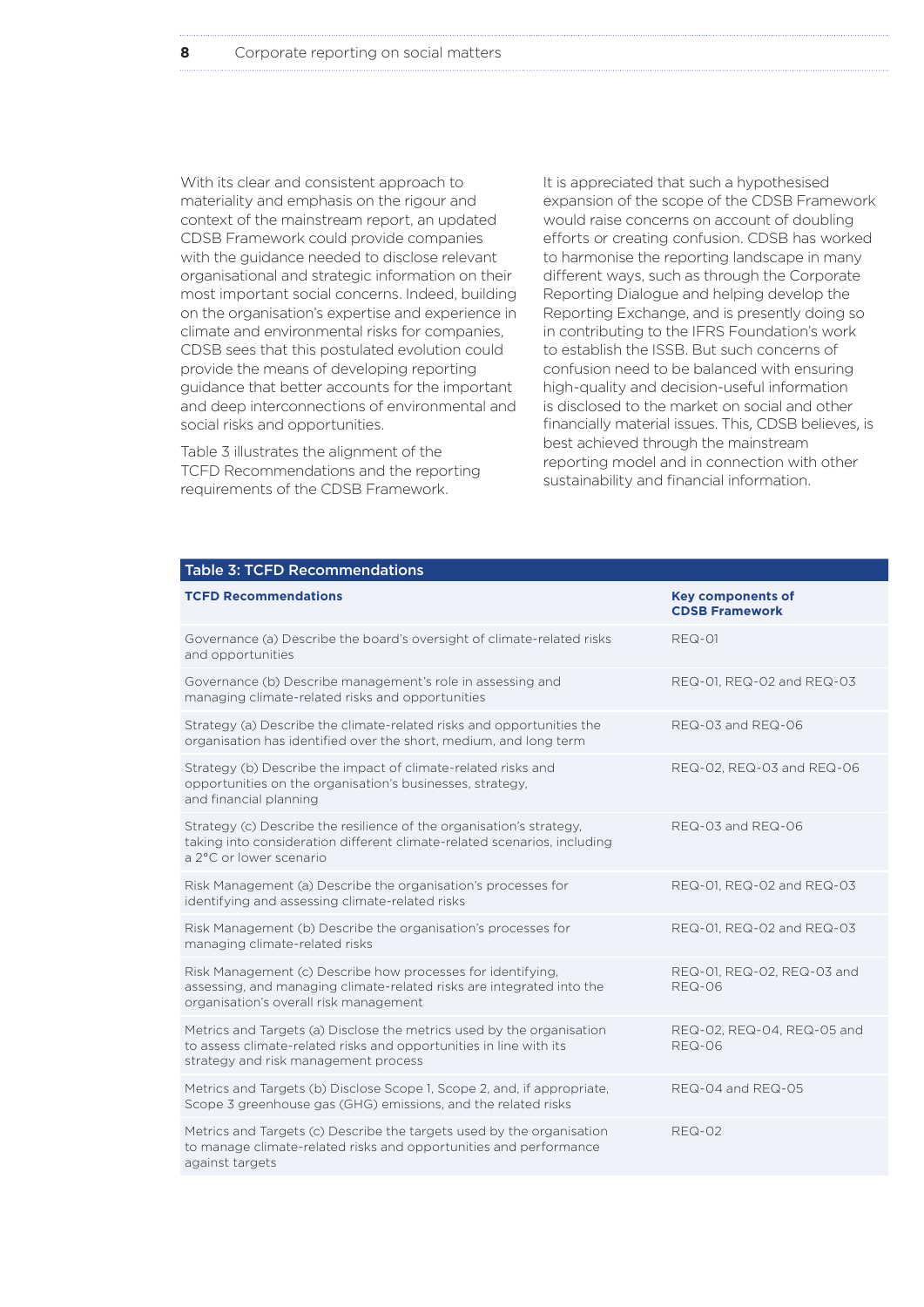With its clear and consistent approach to materiality and emphasis on the rigour and context of the mainstream report, an updated CDSB Framework could provide companies with the guidance needed to disclose relevant organisational and strategic information on their most important social concerns. Indeed, building on the organisation's expertise and experience in climate and environmental risks for companies, CDSB sees that this postulated evolution could provide the means of developing reporting guidance that better accounts for the important and deep interconnections of environmental and social risks and opportunities.

Table 3 illustrates the alignment of the TCFD Recommendations and the reporting requirements of the CDSB Framework.

It is appreciated that such a hypothesised expansion of the scope of the CDSB Framework would raise concerns on account of doubling efforts or creating confusion. CDSB has worked to harmonise the reporting landscape in many different ways, such as through the Corporate Reporting Dialogue and helping develop the Reporting Exchange, and is presently doing so in contributing to the IFRS Foundation's work to establish the ISSB. But such concerns of confusion need to be balanced with ensuring high-quality and decision-useful information is disclosed to the market on social and other financially material issues. This, CDSB believes, is best achieved through the mainstream reporting model and in connection with other sustainability and financial information.

**Table 3: TCFD Recommendations**

| TCFD Recommendations | Key components of CDSB Framework |
|---|---|
| Governance (a) Describe the board's oversight of climate-related risks and opportunities | REQ-01 |
| Governance (b) Describe management's role in assessing and managing climate-related risks and opportunities | REQ-01, REQ-02 and REQ-03 |
| Strategy (a) Describe the climate-related risks and opportunities the organisation has identified over the short, medium, and long term | REQ-03 and REQ-06 |
| Strategy (b) Describe the impact of climate-related risks and opportunities on the organisation's businesses, strategy, and financial planning | REQ-02, REQ-03 and REQ-06 |
| Strategy (c) Describe the resilience of the organisation's strategy, taking into consideration different climate-related scenarios, including a 2°C or lower scenario | REQ-03 and REQ-06 |
| Risk Management (a) Describe the organisation's processes for identifying and assessing climate-related risks | REQ-01, REQ-02 and REQ-03 |
| Risk Management (b) Describe the organisation's processes for managing climate-related risks | REQ-01, REQ-02 and REQ-03 |
| Risk Management (c) Describe how processes for identifying, assessing, and managing climate-related risks are integrated into the organisation's overall risk management | REQ-01, REQ-02, REQ-03 and REQ-06 |
| Metrics and Targets (a) Disclose the metrics used by the organisation to assess climate-related risks and opportunities in line with its strategy and risk management process | REQ-02, REQ-04, REQ-05 and REQ-06 |
| Metrics and Targets (b) Disclose Scope 1, Scope 2, and, if appropriate, Scope 3 greenhouse gas (GHG) emissions, and the related risks | REQ-04 and REQ-05 |
| Metrics and Targets (c) Describe the targets used by the organisation to manage climate-related risks and opportunities and performance against targets | REQ-02 |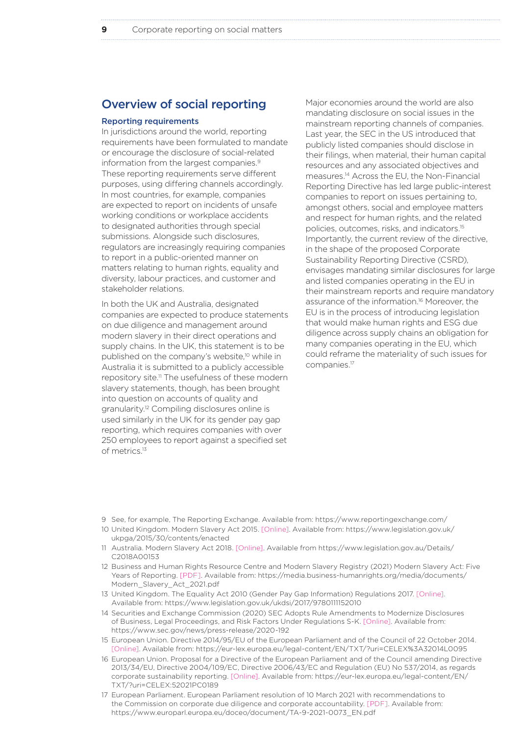## Overview of social reporting

### Reporting requirements

In jurisdictions around the world, reporting requirements have been formulated to mandate or encourage the disclosure of social-related information from the largest companies.[9] These reporting requirements serve different purposes, using differing channels accordingly. In most countries, for example, companies are expected to report on incidents of unsafe working conditions or workplace accidents to designated authorities through special submissions. Alongside such disclosures, regulators are increasingly requiring companies to report in a public-oriented manner on matters relating to human rights, equality and diversity, labour practices, and customer and stakeholder relations.

In both the UK and Australia, designated companies are expected to produce statements on due diligence and management around modern slavery in their direct operations and supply chains. In the UK, this statement is to be published on the company's website,[10] while in Australia it is submitted to a publicly accessible repository site.[11] The usefulness of these modern slavery statements, though, has been brought into question on accounts of quality and granularity.[12] Compiling disclosures online is used similarly in the UK for its gender pay gap reporting, which requires companies with over 250 employees to report against a specified set of metrics.[13]

Major economies around the world are also mandating disclosure on social issues in the mainstream reporting channels of companies. Last year, the SEC in the US introduced that publicly listed companies should disclose in their filings, when material, their human capital resources and any associated objectives and measures.[14] Across the EU, the Non-Financial Reporting Directive has led large public-interest companies to report on issues pertaining to, amongst others, social and employee matters and respect for human rights, and the related policies, outcomes, risks, and indicators.[15] Importantly, the current review of the directive, in the shape of the proposed Corporate Sustainability Reporting Directive (CSRD), envisages mandating similar disclosures for large and listed companies operating in the EU in their mainstream reports and require mandatory assurance of the information.[16] Moreover, the EU is in the process of introducing legislation that would make human rights and ESG due diligence across supply chains an obligation for many companies operating in the EU, which could reframe the materiality of such issues for companies.[17]

---

9 See, for example, The Reporting Exchange. Available from: https://www.reportingexchange.com/

10 United Kingdom. Modern Slavery Act 2015. [Online]. Available from: https://www.legislation.gov.uk/ukpga/2015/30/contents/enacted

11 Australia. Modern Slavery Act 2018. [Online]. Available from https://www.legislation.gov.au/Details/C2018A00153

12 Business and Human Rights Resource Centre and Modern Slavery Registry (2021) Modern Slavery Act: Five Years of Reporting. [PDF]. Available from: https://media.business-humanrights.org/media/documents/Modern_Slavery_Act_2021.pdf

13 United Kingdom. The Equality Act 2010 (Gender Pay Gap Information) Regulations 2017. [Online]. Available from: https://www.legislation.gov.uk/ukdsi/2017/9780111152010

14 Securities and Exchange Commission (2020) SEC Adopts Rule Amendments to Modernize Disclosures of Business, Legal Proceedings, and Risk Factors Under Regulations S-K. [Online]. Available from: https://www.sec.gov/news/press-release/2020-192

15 European Union. Directive 2014/95/EU of the European Parliament and of the Council of 22 October 2014. [Online]. Available from: https://eur-lex.europa.eu/legal-content/EN/TXT/?uri=CELEX%3A32014L0095

16 European Union. Proposal for a Directive of the European Parliament and of the Council amending Directive 2013/34/EU, Directive 2004/109/EC, Directive 2006/43/EC and Regulation (EU) No 537/2014, as regards corporate sustainability reporting. [Online]. Available from: https://eur-lex.europa.eu/legal-content/EN/TXT/?uri=CELEX:52021PC0189

17 European Parliament. European Parliament resolution of 10 March 2021 with recommendations to the Commission on corporate due diligence and corporate accountability. [PDF]. Available from: https://www.europarl.europa.eu/doceo/document/TA-9-2021-0073_EN.pdf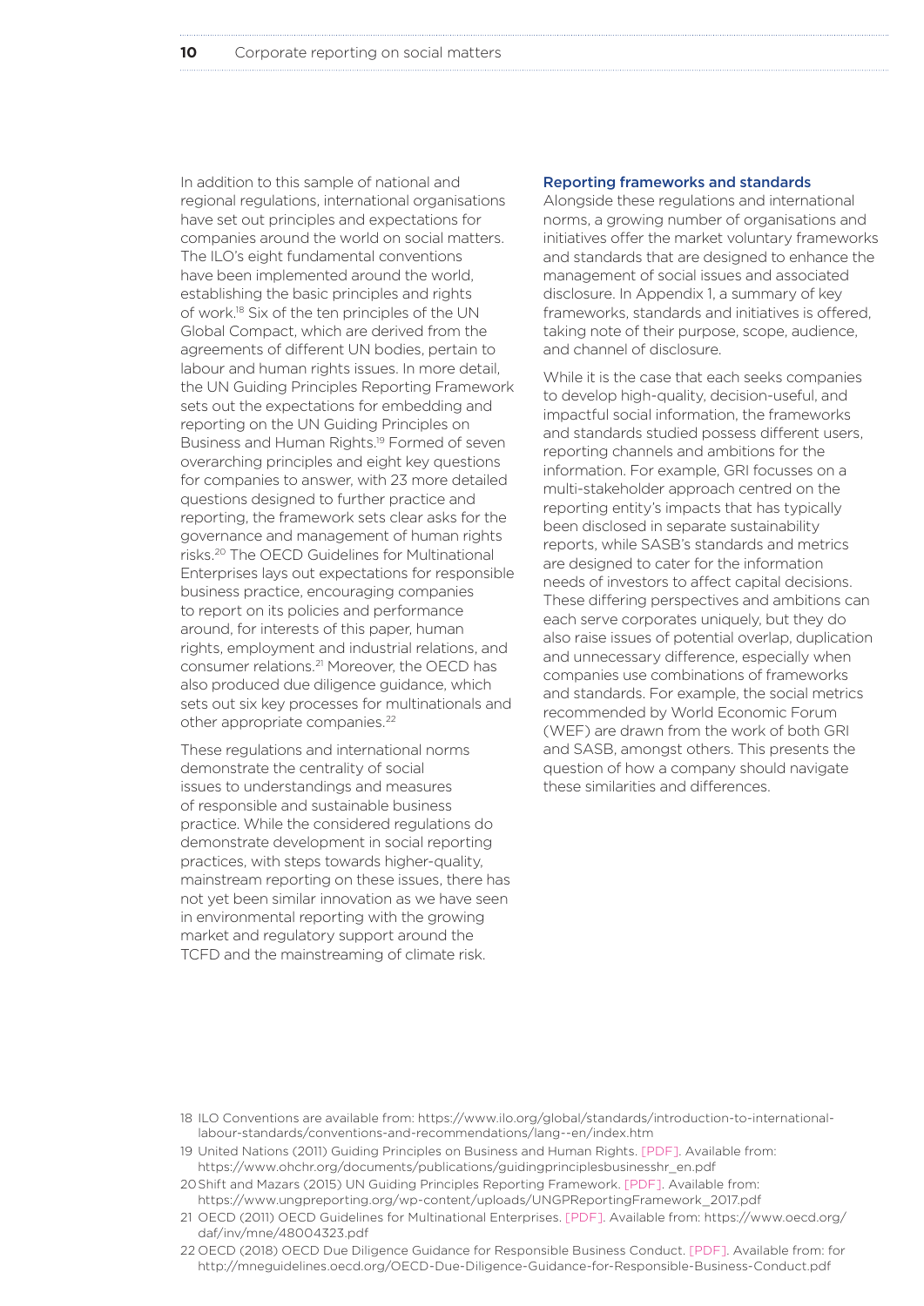In addition to this sample of national and regional regulations, international organisations have set out principles and expectations for companies around the world on social matters. The ILO's eight fundamental conventions have been implemented around the world, establishing the basic principles and rights of work.[18] Six of the ten principles of the UN Global Compact, which are derived from the agreements of different UN bodies, pertain to labour and human rights issues. In more detail, the UN Guiding Principles Reporting Framework sets out the expectations for embedding and reporting on the UN Guiding Principles on Business and Human Rights.[19] Formed of seven overarching principles and eight key questions for companies to answer, with 23 more detailed questions designed to further practice and reporting, the framework sets clear asks for the governance and management of human rights risks.[20] The OECD Guidelines for Multinational Enterprises lays out expectations for responsible business practice, encouraging companies to report on its policies and performance around, for interests of this paper, human rights, employment and industrial relations, and consumer relations.[21] Moreover, the OECD has also produced due diligence guidance, which sets out six key processes for multinationals and other appropriate companies.[22]

These regulations and international norms demonstrate the centrality of social issues to understandings and measures of responsible and sustainable business practice. While the considered regulations do demonstrate development in social reporting practices, with steps towards higher-quality, mainstream reporting on these issues, there has not yet been similar innovation as we have seen in environmental reporting with the growing market and regulatory support around the TCFD and the mainstreaming of climate risk.

### Reporting frameworks and standards

Alongside these regulations and international norms, a growing number of organisations and initiatives offer the market voluntary frameworks and standards that are designed to enhance the management of social issues and associated disclosure. In Appendix 1, a summary of key frameworks, standards and initiatives is offered, taking note of their purpose, scope, audience, and channel of disclosure.

While it is the case that each seeks companies to develop high-quality, decision-useful, and impactful social information, the frameworks and standards studied possess different users, reporting channels and ambitions for the information. For example, GRI focusses on a multi-stakeholder approach centred on the reporting entity's impacts that has typically been disclosed in separate sustainability reports, while SASB's standards and metrics are designed to cater for the information needs of investors to affect capital decisions. These differing perspectives and ambitions can each serve corporates uniquely, but they do also raise issues of potential overlap, duplication and unnecessary difference, especially when companies use combinations of frameworks and standards. For example, the social metrics recommended by World Economic Forum (WEF) are drawn from the work of both GRI and SASB, amongst others. This presents the question of how a company should navigate these similarities and differences.

18 ILO Conventions are available from: https://www.ilo.org/global/standards/introduction-to-international-labour-standards/conventions-and-recommendations/lang--en/index.htm

19 United Nations (2011) Guiding Principles on Business and Human Rights. [PDF]. Available from: https://www.ohchr.org/documents/publications/guidingprinciplesbusinesshr_en.pdf

20 Shift and Mazars (2015) UN Guiding Principles Reporting Framework. [PDF]. Available from: https://www.ungpreporting.org/wp-content/uploads/UNGPReportingFramework_2017.pdf

21 OECD (2011) OECD Guidelines for Multinational Enterprises. [PDF]. Available from: https://www.oecd.org/daf/inv/mne/48004323.pdf

22 OECD (2018) OECD Due Diligence Guidance for Responsible Business Conduct. [PDF]. Available from: for http://mneguidelines.oecd.org/OECD-Due-Diligence-Guidance-for-Responsible-Business-Conduct.pdf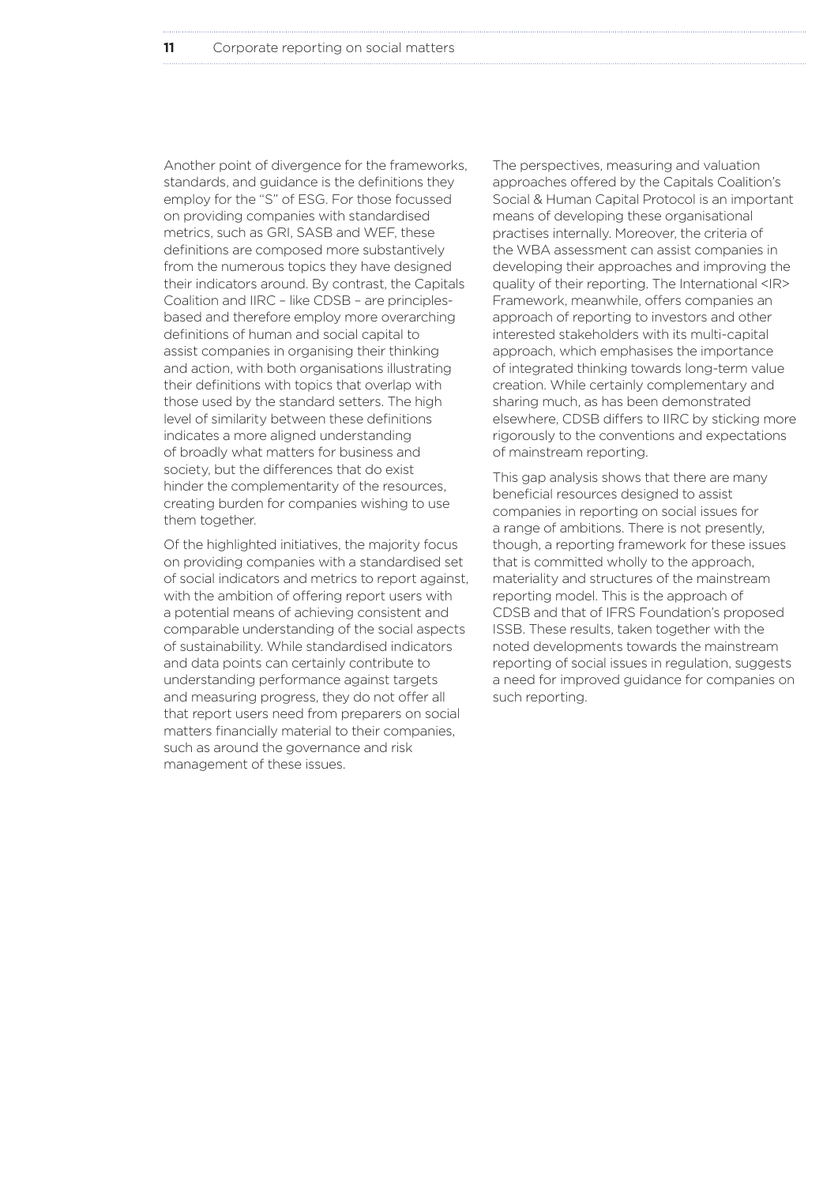Another point of divergence for the frameworks, standards, and guidance is the definitions they employ for the "S" of ESG. For those focussed on providing companies with standardised metrics, such as GRI, SASB and WEF, these definitions are composed more substantively from the numerous topics they have designed their indicators around. By contrast, the Capitals Coalition and IIRC – like CDSB – are principles-based and therefore employ more overarching definitions of human and social capital to assist companies in organising their thinking and action, with both organisations illustrating their definitions with topics that overlap with those used by the standard setters. The high level of similarity between these definitions indicates a more aligned understanding of broadly what matters for business and society, but the differences that do exist hinder the complementarity of the resources, creating burden for companies wishing to use them together.

Of the highlighted initiatives, the majority focus on providing companies with a standardised set of social indicators and metrics to report against, with the ambition of offering report users with a potential means of achieving consistent and comparable understanding of the social aspects of sustainability. While standardised indicators and data points can certainly contribute to understanding performance against targets and measuring progress, they do not offer all that report users need from preparers on social matters financially material to their companies, such as around the governance and risk management of these issues.

The perspectives, measuring and valuation approaches offered by the Capitals Coalition's Social & Human Capital Protocol is an important means of developing these organisational practises internally. Moreover, the criteria of the WBA assessment can assist companies in developing their approaches and improving the quality of their reporting. The International <IR> Framework, meanwhile, offers companies an approach of reporting to investors and other interested stakeholders with its multi-capital approach, which emphasises the importance of integrated thinking towards long-term value creation. While certainly complementary and sharing much, as has been demonstrated elsewhere, CDSB differs to IIRC by sticking more rigorously to the conventions and expectations of mainstream reporting.

This gap analysis shows that there are many beneficial resources designed to assist companies in reporting on social issues for a range of ambitions. There is not presently, though, a reporting framework for these issues that is committed wholly to the approach, materiality and structures of the mainstream reporting model. This is the approach of CDSB and that of IFRS Foundation's proposed ISSB. These results, taken together with the noted developments towards the mainstream reporting of social issues in regulation, suggests a need for improved guidance for companies on such reporting.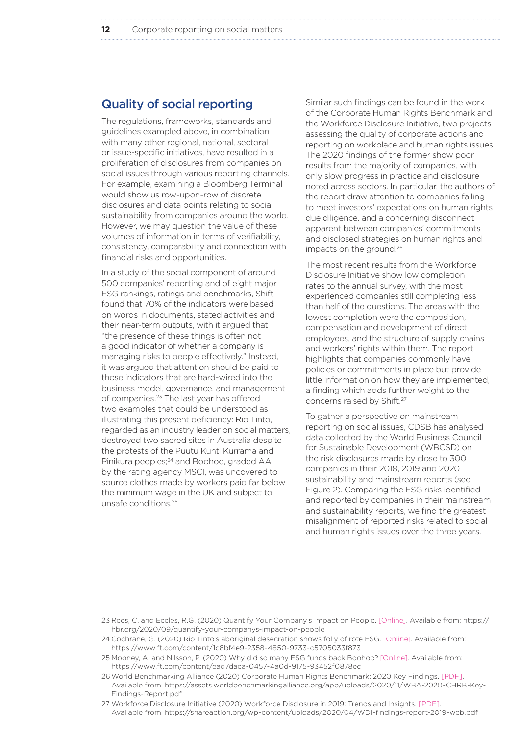## Quality of social reporting

The regulations, frameworks, standards and guidelines exampled above, in combination with many other regional, national, sectoral or issue-specific initiatives, have resulted in a proliferation of disclosures from companies on social issues through various reporting channels. For example, examining a Bloomberg Terminal would show us row-upon-row of discrete disclosures and data points relating to social sustainability from companies around the world. However, we may question the value of these volumes of information in terms of verifiability, consistency, comparability and connection with financial risks and opportunities.

In a study of the social component of around 500 companies' reporting and of eight major ESG rankings, ratings and benchmarks, Shift found that 70% of the indicators were based on words in documents, stated activities and their near-term outputs, with it argued that "the presence of these things is often not a good indicator of whether a company is managing risks to people effectively." Instead, it was argued that attention should be paid to those indicators that are hard-wired into the business model, governance, and management of companies.[23] The last year has offered two examples that could be understood as illustrating this present deficiency: Rio Tinto, regarded as an industry leader on social matters, destroyed two sacred sites in Australia despite the protests of the Puutu Kunti Kurrama and Pinikura peoples;[24] and Boohoo, graded AA by the rating agency MSCI, was uncovered to source clothes made by workers paid far below the minimum wage in the UK and subject to unsafe conditions.[25]

Similar such findings can be found in the work of the Corporate Human Rights Benchmark and the Workforce Disclosure Initiative, two projects assessing the quality of corporate actions and reporting on workplace and human rights issues. The 2020 findings of the former show poor results from the majority of companies, with only slow progress in practice and disclosure noted across sectors. In particular, the authors of the report draw attention to companies failing to meet investors' expectations on human rights due diligence, and a concerning disconnect apparent between companies' commitments and disclosed strategies on human rights and impacts on the ground.[26]

The most recent results from the Workforce Disclosure Initiative show low completion rates to the annual survey, with the most experienced companies still completing less than half of the questions. The areas with the lowest completion were the composition, compensation and development of direct employees, and the structure of supply chains and workers' rights within them. The report highlights that companies commonly have policies or commitments in place but provide little information on how they are implemented, a finding which adds further weight to the concerns raised by Shift.[27]

To gather a perspective on mainstream reporting on social issues, CDSB has analysed data collected by the World Business Council for Sustainable Development (WBCSD) on the risk disclosures made by close to 300 companies in their 2018, 2019 and 2020 sustainability and mainstream reports (see Figure 2). Comparing the ESG risks identified and reported by companies in their mainstream and sustainability reports, we find the greatest misalignment of reported risks related to social and human rights issues over the three years.

---

23 Rees, C. and Eccles, R.G. (2020) Quantify Your Company's Impact on People. [Online]. Available from: https://hbr.org/2020/09/quantify-your-companys-impact-on-people

24 Cochrane, G. (2020) Rio Tinto's aboriginal desecration shows folly of rote ESG. [Online]. Available from: https://www.ft.com/content/1c8bf4e9-2358-4850-9733-c5705033f873

25 Mooney, A. and Nilsson, P. (2020) Why did so many ESG funds back Boohoo? [Online]. Available from: https://www.ft.com/content/ead7daea-0457-4a0d-9175-93452f0878ec

26 World Benchmarking Alliance (2020) Corporate Human Rights Benchmark: 2020 Key Findings. [PDF]. Available from: https://assets.worldbenchmarkingalliance.org/app/uploads/2020/11/WBA-2020-CHRB-Key-Findings-Report.pdf

27 Workforce Disclosure Initiative (2020) Workforce Disclosure in 2019: Trends and Insights. [PDF]. Available from: https://shareaction.org/wp-content/uploads/2020/04/WDI-findings-report-2019-web.pdf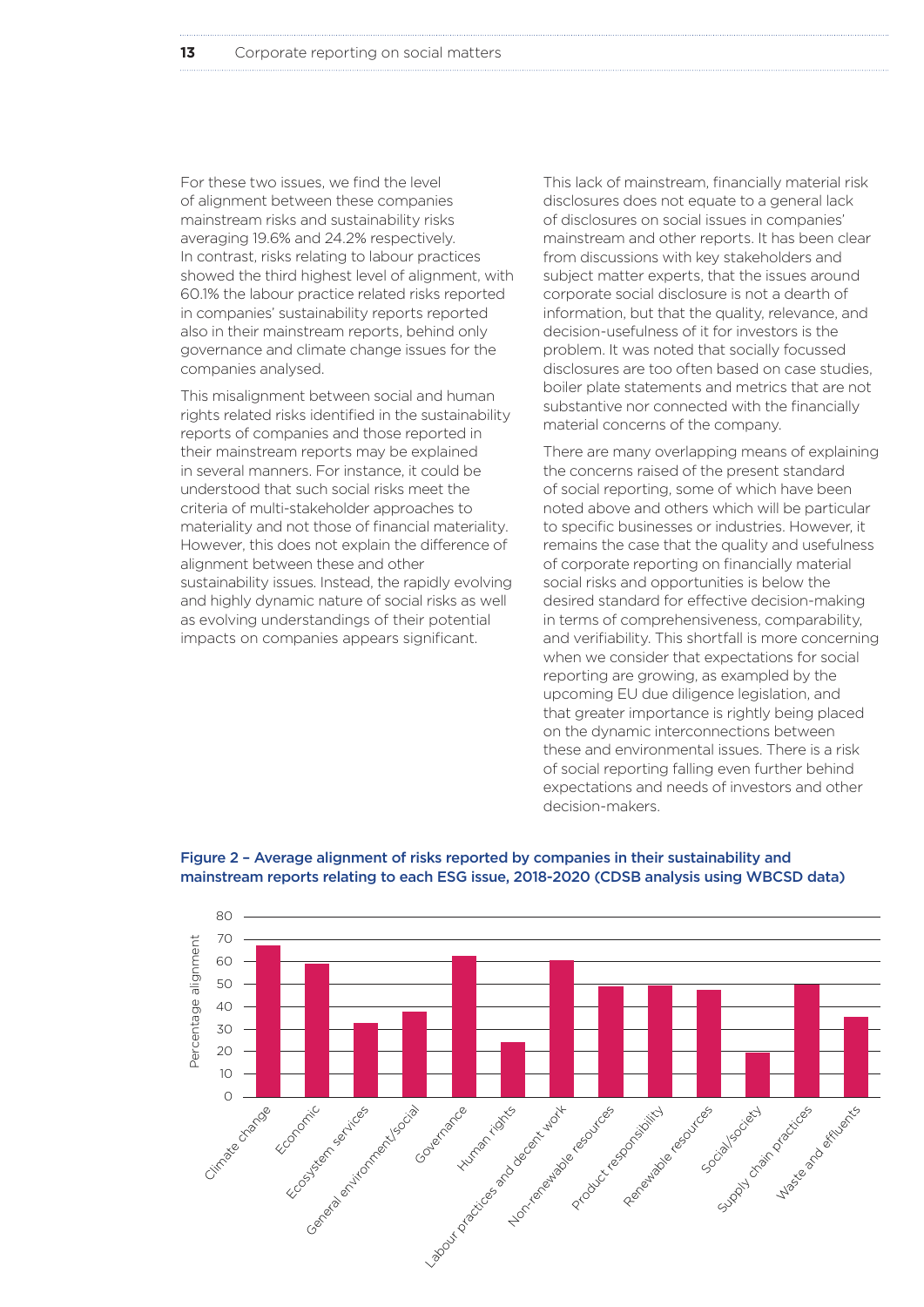For these two issues, we find the level of alignment between these companies mainstream risks and sustainability risks averaging 19.6% and 24.2% respectively. In contrast, risks relating to labour practices showed the third highest level of alignment, with 60.1% the labour practice related risks reported in companies' sustainability reports reported also in their mainstream reports, behind only governance and climate change issues for the companies analysed.

This misalignment between social and human rights related risks identified in the sustainability reports of companies and those reported in their mainstream reports may be explained in several manners. For instance, it could be understood that such social risks meet the criteria of multi-stakeholder approaches to materiality and not those of financial materiality. However, this does not explain the difference of alignment between these and other sustainability issues. Instead, the rapidly evolving and highly dynamic nature of social risks as well as evolving understandings of their potential impacts on companies appears significant.

This lack of mainstream, financially material risk disclosures does not equate to a general lack of disclosures on social issues in companies' mainstream and other reports. It has been clear from discussions with key stakeholders and subject matter experts, that the issues around corporate social disclosure is not a dearth of information, but that the quality, relevance, and decision-usefulness of it for investors is the problem. It was noted that socially focussed disclosures are too often based on case studies, boiler plate statements and metrics that are not substantive nor connected with the financially material concerns of the company.

There are many overlapping means of explaining the concerns raised of the present standard of social reporting, some of which have been noted above and others which will be particular to specific businesses or industries. However, it remains the case that the quality and usefulness of corporate reporting on financially material social risks and opportunities is below the desired standard for effective decision-making in terms of comprehensiveness, comparability, and verifiability. This shortfall is more concerning when we consider that expectations for social reporting are growing, as exampled by the upcoming EU due diligence legislation, and that greater importance is rightly being placed on the dynamic interconnections between these and environmental issues. There is a risk of social reporting falling even further behind expectations and needs of investors and other decision-makers.

**Figure 2 – Average alignment of risks reported by companies in their sustainability and mainstream reports relating to each ESG issue, 2018-2020 (CDSB analysis using WBCSD data)**

| ESG issue | Percentage alignment (approx.) |
|---|---|
| Climate change | 67 |
| Economic | 59 |
| Ecosystem services | 33 |
| General environment/social | 38 |
| Governance | 63 |
| Human rights | 24.2 |
| Labour practices and decent work | 60.1 |
| Non-renewable resources | 49 |
| Product responsibility | 49 |
| Renewable resources | 47 |
| Social/society | 19.6 |
| Supply chain practices | 50 |
| Waste and effluents | 36 |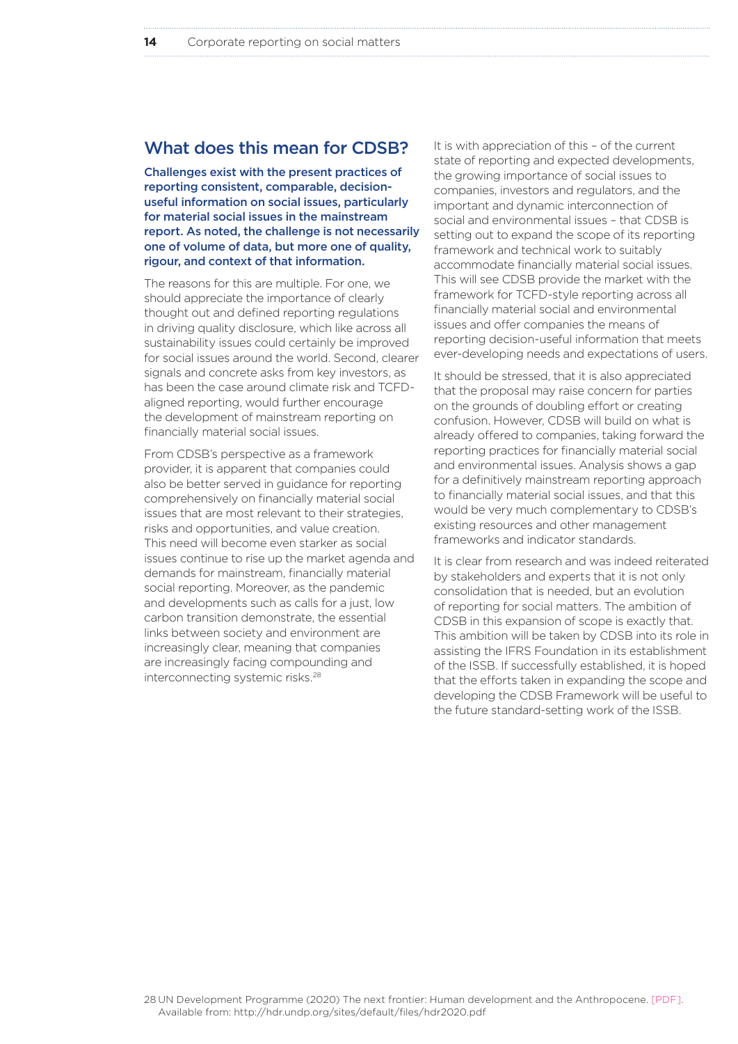## What does this mean for CDSB?

**Challenges exist with the present practices of reporting consistent, comparable, decision-useful information on social issues, particularly for material social issues in the mainstream report. As noted, the challenge is not necessarily one of volume of data, but more one of quality, rigour, and context of that information.**

The reasons for this are multiple. For one, we should appreciate the importance of clearly thought out and defined reporting regulations in driving quality disclosure, which like across all sustainability issues could certainly be improved for social issues around the world. Second, clearer signals and concrete asks from key investors, as has been the case around climate risk and TCFD-aligned reporting, would further encourage the development of mainstream reporting on financially material social issues.

From CDSB's perspective as a framework provider, it is apparent that companies could also be better served in guidance for reporting comprehensively on financially material social issues that are most relevant to their strategies, risks and opportunities, and value creation. This need will become even starker as social issues continue to rise up the market agenda and demands for mainstream, financially material social reporting. Moreover, as the pandemic and developments such as calls for a just, low carbon transition demonstrate, the essential links between society and environment are increasingly clear, meaning that companies are increasingly facing compounding and interconnecting systemic risks.[28]

It is with appreciation of this – of the current state of reporting and expected developments, the growing importance of social issues to companies, investors and regulators, and the important and dynamic interconnection of social and environmental issues – that CDSB is setting out to expand the scope of its reporting framework and technical work to suitably accommodate financially material social issues. This will see CDSB provide the market with the framework for TCFD-style reporting across all financially material social and environmental issues and offer companies the means of reporting decision-useful information that meets ever-developing needs and expectations of users.

It should be stressed, that it is also appreciated that the proposal may raise concern for parties on the grounds of doubling effort or creating confusion. However, CDSB will build on what is already offered to companies, taking forward the reporting practices for financially material social and environmental issues. Analysis shows a gap for a definitively mainstream reporting approach to financially material social issues, and that this would be very much complementary to CDSB's existing resources and other management frameworks and indicator standards.

It is clear from research and was indeed reiterated by stakeholders and experts that it is not only consolidation that is needed, but an evolution of reporting for social matters. The ambition of CDSB in this expansion of scope is exactly that. This ambition will be taken by CDSB into its role in assisting the IFRS Foundation in its establishment of the ISSB. If successfully established, it is hoped that the efforts taken in expanding the scope and developing the CDSB Framework will be useful to the future standard-setting work of the ISSB.

28 UN Development Programme (2020) The next frontier: Human development and the Anthropocene. [PDF]. Available from: http://hdr.undp.org/sites/default/files/hdr2020.pdf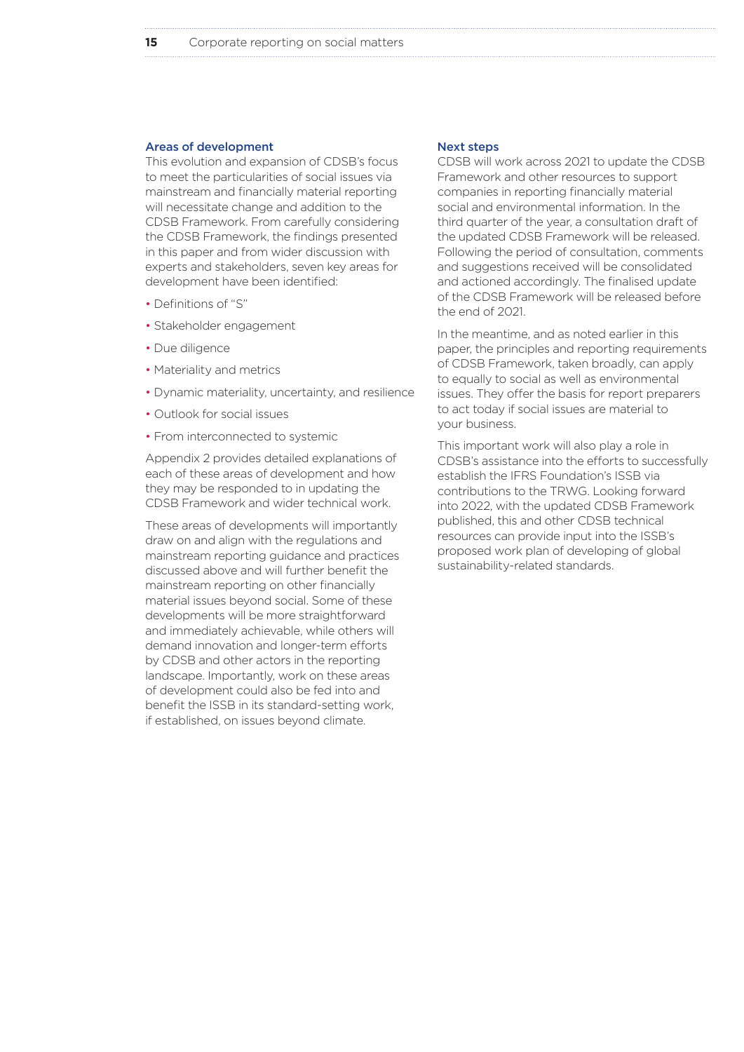### Areas of development

This evolution and expansion of CDSB's focus to meet the particularities of social issues via mainstream and financially material reporting will necessitate change and addition to the CDSB Framework. From carefully considering the CDSB Framework, the findings presented in this paper and from wider discussion with experts and stakeholders, seven key areas for development have been identified:

- Definitions of "S"
- Stakeholder engagement
- Due diligence
- Materiality and metrics
- Dynamic materiality, uncertainty, and resilience
- Outlook for social issues
- From interconnected to systemic

Appendix 2 provides detailed explanations of each of these areas of development and how they may be responded to in updating the CDSB Framework and wider technical work.

These areas of developments will importantly draw on and align with the regulations and mainstream reporting guidance and practices discussed above and will further benefit the mainstream reporting on other financially material issues beyond social. Some of these developments will be more straightforward and immediately achievable, while others will demand innovation and longer-term efforts by CDSB and other actors in the reporting landscape. Importantly, work on these areas of development could also be fed into and benefit the ISSB in its standard-setting work, if established, on issues beyond climate.

### Next steps

CDSB will work across 2021 to update the CDSB Framework and other resources to support companies in reporting financially material social and environmental information. In the third quarter of the year, a consultation draft of the updated CDSB Framework will be released. Following the period of consultation, comments and suggestions received will be consolidated and actioned accordingly. The finalised update of the CDSB Framework will be released before the end of 2021.

In the meantime, and as noted earlier in this paper, the principles and reporting requirements of CDSB Framework, taken broadly, can apply to equally to social as well as environmental issues. They offer the basis for report preparers to act today if social issues are material to your business.

This important work will also play a role in CDSB's assistance into the efforts to successfully establish the IFRS Foundation's ISSB via contributions to the TRWG. Looking forward into 2022, with the updated CDSB Framework published, this and other CDSB technical resources can provide input into the ISSB's proposed work plan of developing of global sustainability-related standards.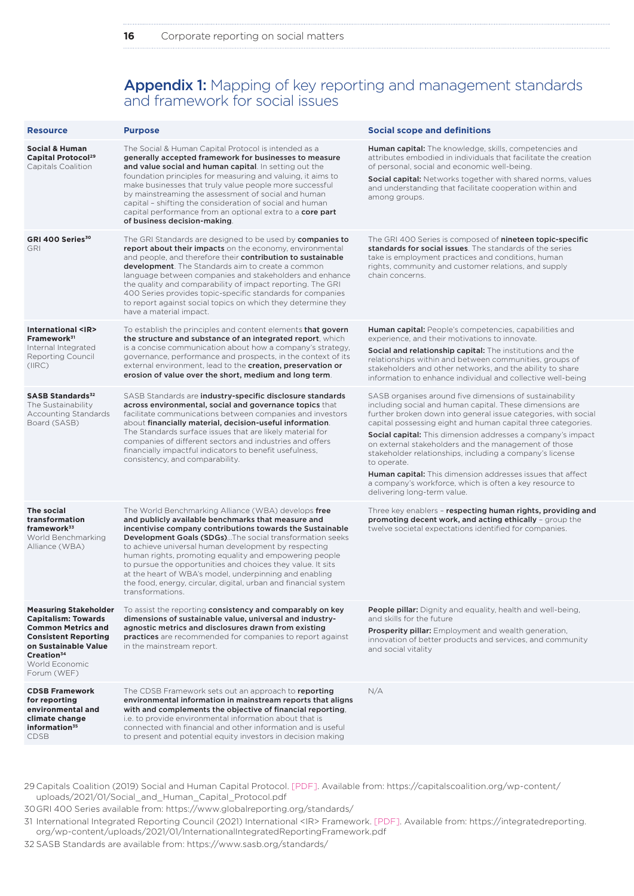## **Appendix 1:** Mapping of key reporting and management standards and framework for social issues

| Resource | Purpose | Social scope and definitions |
|---|---|---|
| **Social & Human Capital Protocol[29]** Capitals Coalition | The Social & Human Capital Protocol is intended as a **generally accepted framework for businesses to measure and value social and human capital**. In setting out the foundation principles for measuring and valuing, it aims to make businesses that truly value people more successful by mainstreaming the assessment of social and human capital – shifting the consideration of social and human capital performance from an optional extra to a **core part of business decision-making**. | **Human capital:** The knowledge, skills, competencies and attributes embodied in individuals that facilitate the creation of personal, social and economic well-being. **Social capital:** Networks together with shared norms, values and understanding that facilitate cooperation within and among groups. |
| **GRI 400 Series[30]** GRI | The GRI Standards are designed to be used by **companies to report about their impacts** on the economy, environmental and people, and therefore their **contribution to sustainable development**. The Standards aim to create a common language between companies and stakeholders and enhance the quality and comparability of impact reporting. The GRI 400 Series provides topic-specific standards for companies to report against social topics on which they determine they have a material impact. | The GRI 400 Series is composed of **nineteen topic-specific standards for social issues**. The standards of the series take is employment practices and conditions, human rights, community and customer relations, and supply chain concerns. |
| **International <IR> Framework[31]** Internal Integrated Reporting Council (IIRC) | To establish the principles and content elements **that govern the structure and substance of an integrated report**, which is a concise communication about how a company's strategy, governance, performance and prospects, in the context of its external environment, lead to the **creation, preservation or erosion of value over the short, medium and long term**. | **Human capital:** People's competencies, capabilities and experience, and their motivations to innovate. **Social and relationship capital:** The institutions and the relationships within and between communities, groups of stakeholders and other networks, and the ability to share information to enhance individual and collective well-being |
| **SASB Standards[32]** The Sustainability Accounting Standards Board (SASB) | SASB Standards are **industry-specific disclosure standards across environmental, social and governance topics** that facilitate communications between companies and investors about **financially material, decision-useful information**. The Standards surface issues that are likely material for companies of different sectors and industries and offers financially impactful indicators to benefit usefulness, consistency, and comparability. | SASB organises around five dimensions of sustainability including social and human capital. These dimensions are further broken down into general issue categories, with social capital possessing eight and human capital three categories. **Social capital:** This dimension addresses a company's impact on external stakeholders and the management of those stakeholder relationships, including a company's license to operate. **Human capital:** This dimension addresses issues that affect a company's workforce, which is often a key resource to delivering long-term value. |
| **The social transformation framework[33]** World Benchmarking Alliance (WBA) | The World Benchmarking Alliance (WBA) develops **free and publicly available benchmarks that measure and incentivise company contributions towards the Sustainable Development Goals (SDGs)**...The social transformation seeks to achieve universal human development by respecting human rights, promoting equality and empowering people to pursue the opportunities and choices they value. It sits at the heart of WBA's model, underpinning and enabling the food, energy, circular, digital, urban and financial system transformations. | Three key enablers – **respecting human rights, providing and promoting decent work, and acting ethically** – group the twelve societal expectations identified for companies. |
| **Measuring Stakeholder Capitalism: Towards Common Metrics and Consistent Reporting on Sustainable Value Creation[34]** World Economic Forum (WEF) | To assist the reporting **consistency and comparably on key dimensions of sustainable value, universal and industry-agnostic metrics and disclosures drawn from existing practices** are recommended for companies to report against in the mainstream report. | **People pillar:** Dignity and equality, health and well-being, and skills for the future **Prosperity pillar:** Employment and wealth generation, innovation of better products and services, and community and social vitality |
| **CDSB Framework for reporting environmental and climate change information[35]** CDSB | The CDSB Framework sets out an approach to **reporting environmental information in mainstream reports that aligns with and complements the objective of financial reporting**, i.e. to provide environmental information about that is connected with financial and other information and is useful to present and potential equity investors in decision making | N/A |

29 Capitals Coalition (2019) Social and Human Capital Protocol. [PDF]. Available from: https://capitalscoalition.org/wp-content/uploads/2021/01/Social_and_Human_Capital_Protocol.pdf

30 GRI 400 Series available from: https://www.globalreporting.org/standards/

31 International Integrated Reporting Council (2021) International <IR> Framework. [PDF]. Available from: https://integratedreporting.org/wp-content/uploads/2021/01/InternationalIntegratedReportingFramework.pdf

32 SASB Standards are available from: https://www.sasb.org/standards/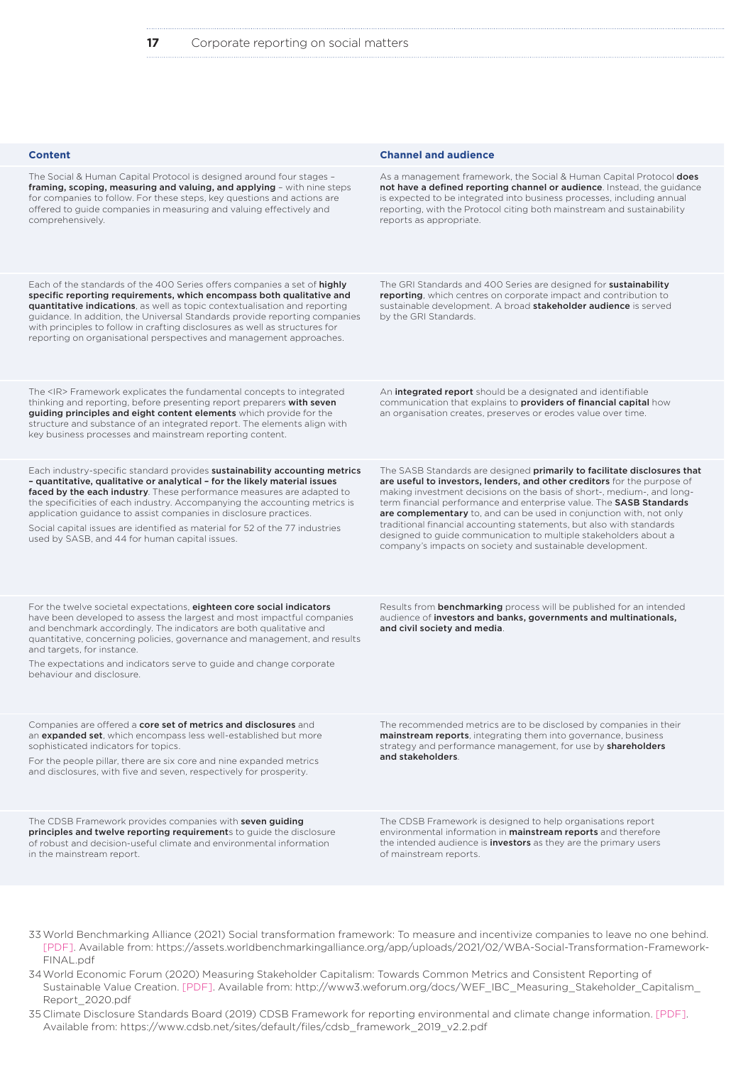| Content | Channel and audience |
|---|---|
| The Social & Human Capital Protocol is designed around four stages – **framing, scoping, measuring and valuing, and applying** – with nine steps for companies to follow. For these steps, key questions and actions are offered to guide companies in measuring and valuing effectively and comprehensively. | As a management framework, the Social & Human Capital Protocol **does not have a defined reporting channel or audience**. Instead, the guidance is expected to be integrated into business processes, including annual reporting, with the Protocol citing both mainstream and sustainability reports as appropriate. |
| Each of the standards of the 400 Series offers companies a set of **highly specific reporting requirements, which encompass both qualitative and quantitative indications**, as well as topic contextualisation and reporting guidance. In addition, the Universal Standards provide reporting companies with principles to follow in crafting disclosures as well as structures for reporting on organisational perspectives and management approaches. | The GRI Standards and 400 Series are designed for **sustainability reporting**, which centres on corporate impact and contribution to sustainable development. A broad **stakeholder audience** is served by the GRI Standards. |
| The <IR> Framework explicates the fundamental concepts to integrated thinking and reporting, before presenting report preparers **with seven guiding principles and eight content elements** which provide for the structure and substance of an integrated report. The elements align with key business processes and mainstream reporting content. | An **integrated report** should be a designated and identifiable communication that explains to **providers of financial capital** how an organisation creates, preserves or erodes value over time. |
| Each industry-specific standard provides **sustainability accounting metrics – quantitative, qualitative or analytical – for the likely material issues faced by the each industry**. These performance measures are adapted to the specificities of each industry. Accompanying the accounting metrics is application guidance to assist companies in disclosure practices.<br><br>Social capital issues are identified as material for 52 of the 77 industries used by SASB, and 44 for human capital issues. | The SASB Standards are designed **primarily to facilitate disclosures that are useful to investors, lenders, and other creditors** for the purpose of making investment decisions on the basis of short-, medium-, and long-term financial performance and enterprise value. The **SASB Standards are complementary** to, and can be used in conjunction with, not only traditional financial accounting statements, but also with standards designed to guide communication to multiple stakeholders about a company's impacts on society and sustainable development. |
| For the twelve societal expectations, **eighteen core social indicators** have been developed to assess the largest and most impactful companies and benchmark accordingly. The indicators are both qualitative and quantitative, concerning policies, governance and management, and results and targets, for instance.<br><br>The expectations and indicators serve to guide and change corporate behaviour and disclosure. | Results from **benchmarking** process will be published for an intended audience of **investors and banks, governments and multinationals, and civil society and media**. |
| Companies are offered a **core set of metrics and disclosures** and an **expanded set**, which encompass less well-established but more sophisticated indicators for topics.<br><br>For the people pillar, there are six core and nine expanded metrics and disclosures, with five and seven, respectively for prosperity. | The recommended metrics are to be disclosed by companies in their **mainstream reports**, integrating them into governance, business strategy and performance management, for use by **shareholders and stakeholders**. |
| The CDSB Framework provides companies with **seven guiding principles and twelve reporting requirement**s to guide the disclosure of robust and decision-useful climate and environmental information in the mainstream report. | The CDSB Framework is designed to help organisations report environmental information in **mainstream reports** and therefore the intended audience is **investors** as they are the primary users of mainstream reports. |

33 World Benchmarking Alliance (2021) Social transformation framework: To measure and incentivize companies to leave no one behind. [PDF]. Available from: https://assets.worldbenchmarkingalliance.org/app/uploads/2021/02/WBA-Social-Transformation-Framework-FINAL.pdf

34 World Economic Forum (2020) Measuring Stakeholder Capitalism: Towards Common Metrics and Consistent Reporting of Sustainable Value Creation. [PDF]. Available from: http://www3.weforum.org/docs/WEF_IBC_Measuring_Stakeholder_Capitalism_Report_2020.pdf

35 Climate Disclosure Standards Board (2019) CDSB Framework for reporting environmental and climate change information. [PDF]. Available from: https://www.cdsb.net/sites/default/files/cdsb_framework_2019_v2.2.pdf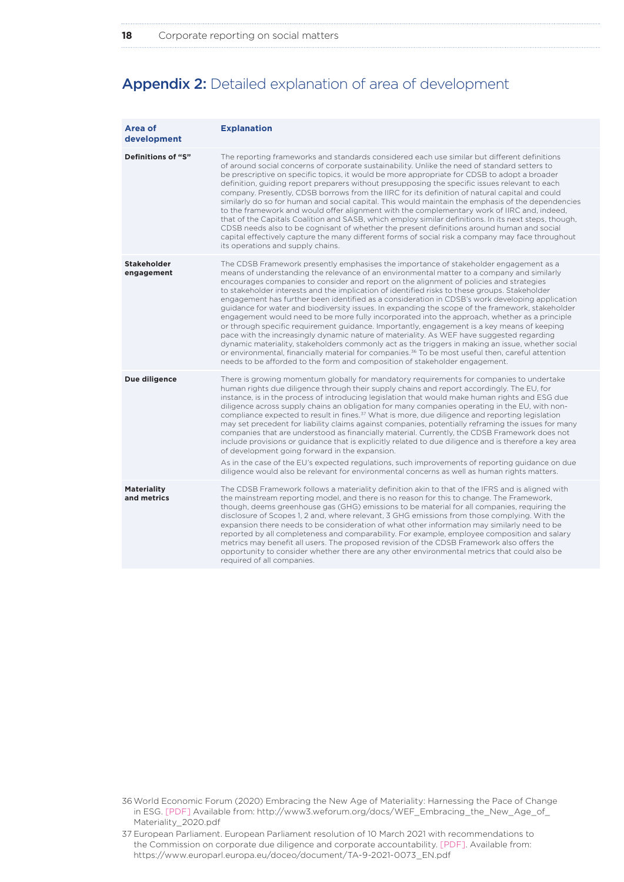## Appendix 2: Detailed explanation of area of development

| Area of development | Explanation |
| --- | --- |
| **Definitions of "S"** | The reporting frameworks and standards considered each use similar but different definitions of around social concerns of corporate sustainability. Unlike the need of standard setters to be prescriptive on specific topics, it would be more appropriate for CDSB to adopt a broader definition, guiding report preparers without presupposing the specific issues relevant to each company. Presently, CDSB borrows from the IIRC for its definition of natural capital and could similarly do so for human and social capital. This would maintain the emphasis of the dependencies to the framework and would offer alignment with the complementary work of IIRC and, indeed, that of the Capitals Coalition and SASB, which employ similar definitions. In its next steps, though, CDSB needs also to be cognisant of whether the present definitions around human and social capital effectively capture the many different forms of social risk a company may face throughout its operations and supply chains. |
| **Stakeholder engagement** | The CDSB Framework presently emphasises the importance of stakeholder engagement as a means of understanding the relevance of an environmental matter to a company and similarly encourages companies to consider and report on the alignment of policies and strategies to stakeholder interests and the implication of identified risks to these groups. Stakeholder engagement has further been identified as a consideration in CDSB's work developing application guidance for water and biodiversity issues. In expanding the scope of the framework, stakeholder engagement would need to be more fully incorporated into the approach, whether as a principle or through specific requirement guidance. Importantly, engagement is a key means of keeping pace with the increasingly dynamic nature of materiality. As WEF have suggested regarding dynamic materiality, stakeholders commonly act as the triggers in making an issue, whether social or environmental, financially material for companies.[36] To be most useful then, careful attention needs to be afforded to the form and composition of stakeholder engagement. |
| **Due diligence** | There is growing momentum globally for mandatory requirements for companies to undertake human rights due diligence through their supply chains and report accordingly. The EU, for instance, is in the process of introducing legislation that would make human rights and ESG due diligence across supply chains an obligation for many companies operating in the EU, with non-compliance expected to result in fines.[37] What is more, due diligence and reporting legislation may set precedent for liability claims against companies, potentially reframing the issues for many companies that are understood as financially material. Currently, the CDSB Framework does not include provisions or guidance that is explicitly related to due diligence and is therefore a key area of development going forward in the expansion.<br><br>As in the case of the EU's expected regulations, such improvements of reporting guidance on due diligence would also be relevant for environmental concerns as well as human rights matters. |
| **Materiality and metrics** | The CDSB Framework follows a materiality definition akin to that of the IFRS and is aligned with the mainstream reporting model, and there is no reason for this to change. The Framework, though, deems greenhouse gas (GHG) emissions to be material for all companies, requiring the disclosure of Scopes 1, 2 and, where relevant, 3 GHG emissions from those complying. With the expansion there needs to be consideration of what other information may similarly need to be reported by all completeness and comparability. For example, employee composition and salary metrics may benefit all users. The proposed revision of the CDSB Framework also offers the opportunity to consider whether there are any other environmental metrics that could also be required of all companies. |

36 World Economic Forum (2020) Embracing the New Age of Materiality: Harnessing the Pace of Change in ESG. [PDF] Available from: http://www3.weforum.org/docs/WEF_Embracing_the_New_Age_of_Materiality_2020.pdf

37 European Parliament. European Parliament resolution of 10 March 2021 with recommendations to the Commission on corporate due diligence and corporate accountability. [PDF]. Available from: https://www.europarl.europa.eu/doceo/document/TA-9-2021-0073_EN.pdf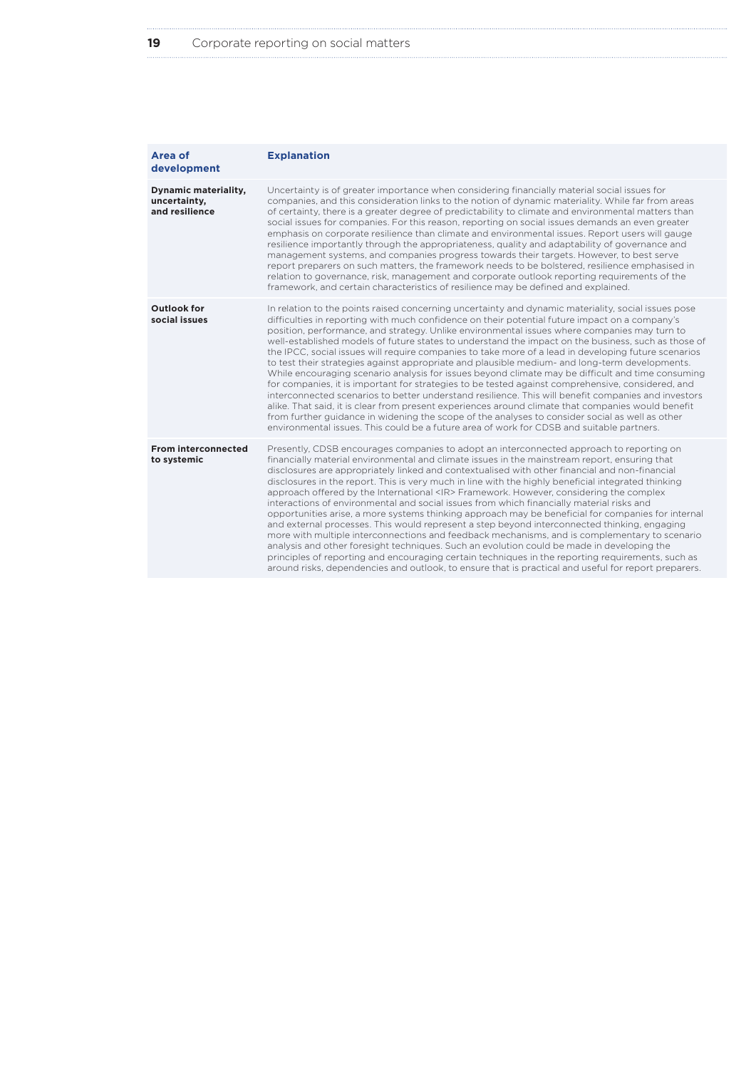| Area of development | Explanation |
|---|---|
| **Dynamic materiality, uncertainty, and resilience** | Uncertainty is of greater importance when considering financially material social issues for companies, and this consideration links to the notion of dynamic materiality. While far from areas of certainty, there is a greater degree of predictability to climate and environmental matters than social issues for companies. For this reason, reporting on social issues demands an even greater emphasis on corporate resilience than climate and environmental issues. Report users will gauge resilience importantly through the appropriateness, quality and adaptability of governance and management systems, and companies progress towards their targets. However, to best serve report preparers on such matters, the framework needs to be bolstered, resilience emphasised in relation to governance, risk, management and corporate outlook reporting requirements of the framework, and certain characteristics of resilience may be defined and explained. |
| **Outlook for social issues** | In relation to the points raised concerning uncertainty and dynamic materiality, social issues pose difficulties in reporting with much confidence on their potential future impact on a company's position, performance, and strategy. Unlike environmental issues where companies may turn to well-established models of future states to understand the impact on the business, such as those of the IPCC, social issues will require companies to take more of a lead in developing future scenarios to test their strategies against appropriate and plausible medium- and long-term developments. While encouraging scenario analysis for issues beyond climate may be difficult and time consuming for companies, it is important for strategies to be tested against comprehensive, considered, and interconnected scenarios to better understand resilience. This will benefit companies and investors alike. That said, it is clear from present experiences around climate that companies would benefit from further guidance in widening the scope of the analyses to consider social as well as other environmental issues. This could be a future area of work for CDSB and suitable partners. |
| **From interconnected to systemic** | Presently, CDSB encourages companies to adopt an interconnected approach to reporting on financially material environmental and climate issues in the mainstream report, ensuring that disclosures are appropriately linked and contextualised with other financial and non-financial disclosures in the report. This is very much in line with the highly beneficial integrated thinking approach offered by the International <IR> Framework. However, considering the complex interactions of environmental and social issues from which financially material risks and opportunities arise, a more systems thinking approach may be beneficial for companies for internal and external processes. This would represent a step beyond interconnected thinking, engaging more with multiple interconnections and feedback mechanisms, and is complementary to scenario analysis and other foresight techniques. Such an evolution could be made in developing the principles of reporting and encouraging certain techniques in the reporting requirements, such as around risks, dependencies and outlook, to ensure that is practical and useful for report preparers. |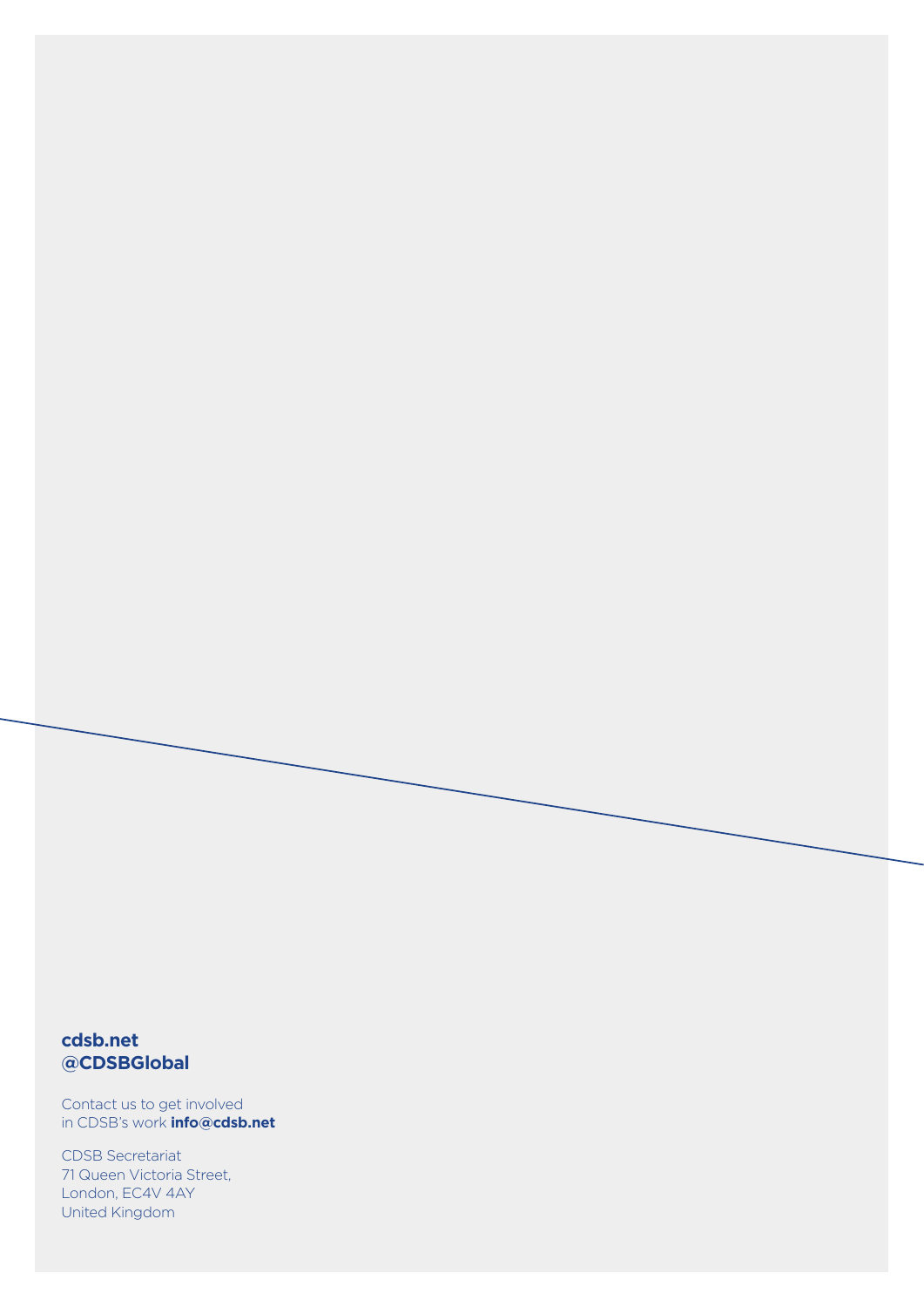**cdsb.net**
**@CDSBGlobal**

Contact us to get involved
in CDSB's work **info@cdsb.net**

CDSB Secretariat
71 Queen Victoria Street,
London, EC4V 4AY
United Kingdom